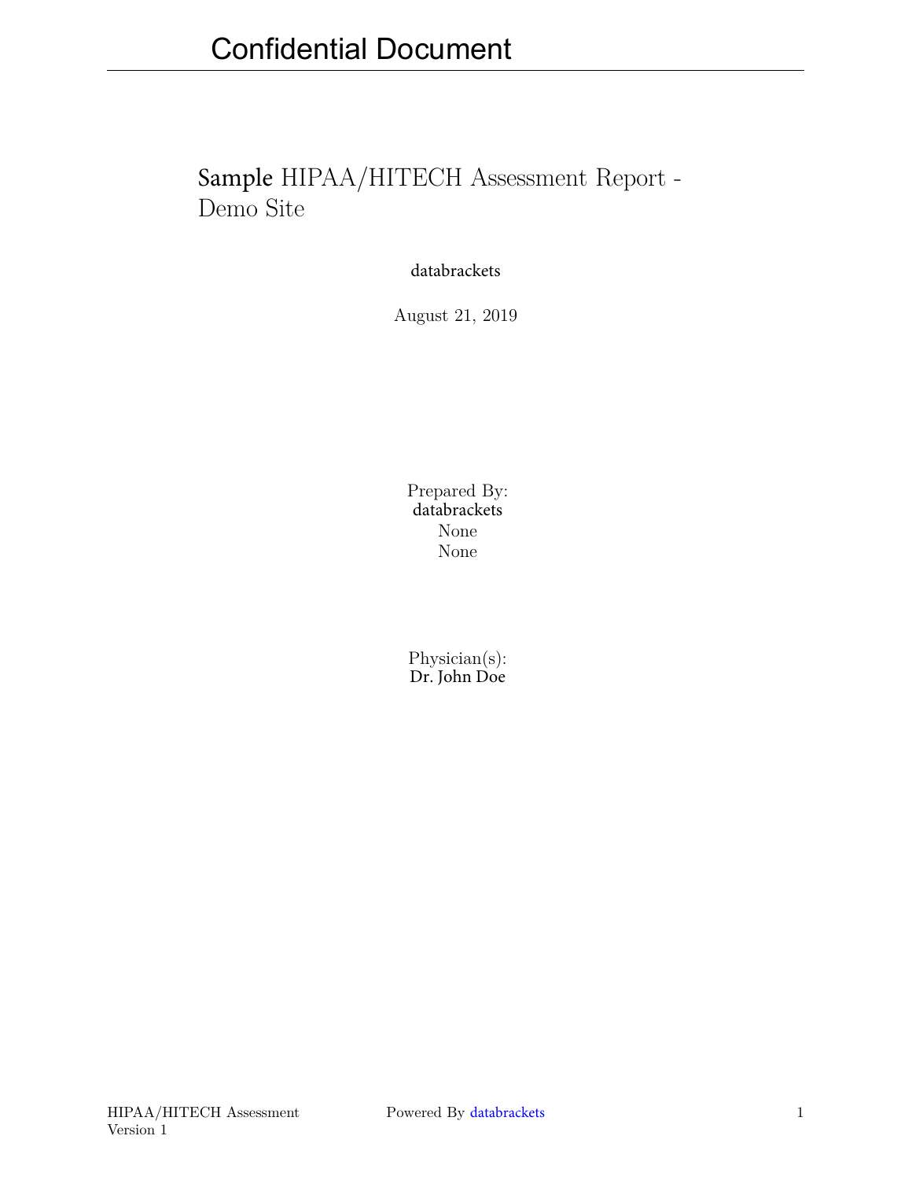# Sample HIPAA/HITECH Assessment Report - Demo Site

databrackets

August 21, 2019

Prepared By:
databrackets
None
None

Physician(s):
Dr. John Doe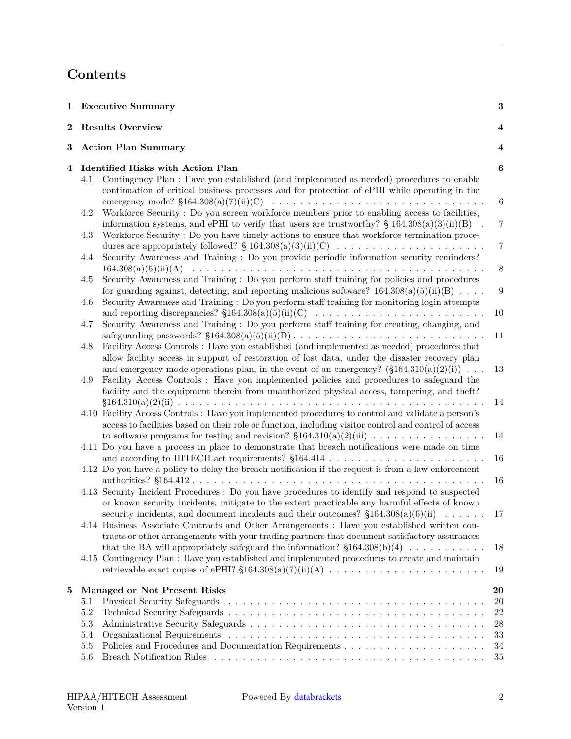# Contents

1 **Executive Summary** 3

2 **Results Overview** 4

3 **Action Plan Summary** 4

4 **Identified Risks with Action Plan** 6

- 4.1 Contingency Plan : Have you established (and implemented as needed) procedures to enable continuation of critical business processes and for protection of ePHI while operating in the emergency mode? §164.308(a)(7)(ii)(C) 6
- 4.2 Workforce Security : Do you screen workforce members prior to enabling access to facilities, information systems, and ePHI to verify that users are trustworthy? § 164.308(a)(3)(ii)(B) 7
- 4.3 Workforce Security : Do you have timely actions to ensure that workforce termination procedures are appropriately followed? § 164.308(a)(3)(ii)(C) 7
- 4.4 Security Awareness and Training : Do you provide periodic information security reminders? 164.308(a)(5)(ii)(A) 8
- 4.5 Security Awareness and Training : Do you perform staff training for policies and procedures for guarding against, detecting, and reporting malicious software? 164.308(a)(5)(ii)(B) 9
- 4.6 Security Awareness and Training : Do you perform staff training for monitoring login attempts and reporting discrepancies? §164.308(a)(5)(ii)(C) 10
- 4.7 Security Awareness and Training : Do you perform staff training for creating, changing, and safeguarding passwords? §164.308(a)(5)(ii)(D) 11
- 4.8 Facility Access Controls : Have you established (and implemented as needed) procedures that allow facility access in support of restoration of lost data, under the disaster recovery plan and emergency mode operations plan, in the event of an emergency? (§164.310(a)(2)(i)) 13
- 4.9 Facility Access Controls : Have you implemented policies and procedures to safeguard the facility and the equipment therein from unauthorized physical access, tampering, and theft? §164.310(a)(2)(ii) 14
- 4.10 Facility Access Controls : Have you implemented procedures to control and validate a person's access to facilities based on their role or function, including visitor control and control of access to software programs for testing and revision? §164.310(a)(2)(iii) 14
- 4.11 Do you have a process in place to demonstrate that breach notifications were made on time and according to HITECH act requirements? §164.414 16
- 4.12 Do you have a policy to delay the breach notification if the request is from a law enforcement authorities? §164.412 16
- 4.13 Security Incident Procedures : Do you have procedures to identify and respond to suspected or known security incidents, mitigate to the extent practicable any harmful effects of known security incidents, and document incidents and their outcomes? §164.308(a)(6)(ii) 17
- 4.14 Business Associate Contracts and Other Arrangements : Have you established written contracts or other arrangements with your trading partners that document satisfactory assurances that the BA will appropriately safeguard the information? §164.308(b)(4) 18
- 4.15 Contingency Plan : Have you established and implemented procedures to create and maintain retrievable exact copies of ePHI? §164.308(a)(7)(ii)(A) 19

5 **Managed or Not Present Risks** 20

- 5.1 Physical Security Safeguards 20
- 5.2 Technical Security Safeguards 22
- 5.3 Administrative Security Safeguards 28
- 5.4 Organizational Requirements 33
- 5.5 Policies and Procedures and Documentation Requirements 34
- 5.6 Breach Notification Rules 35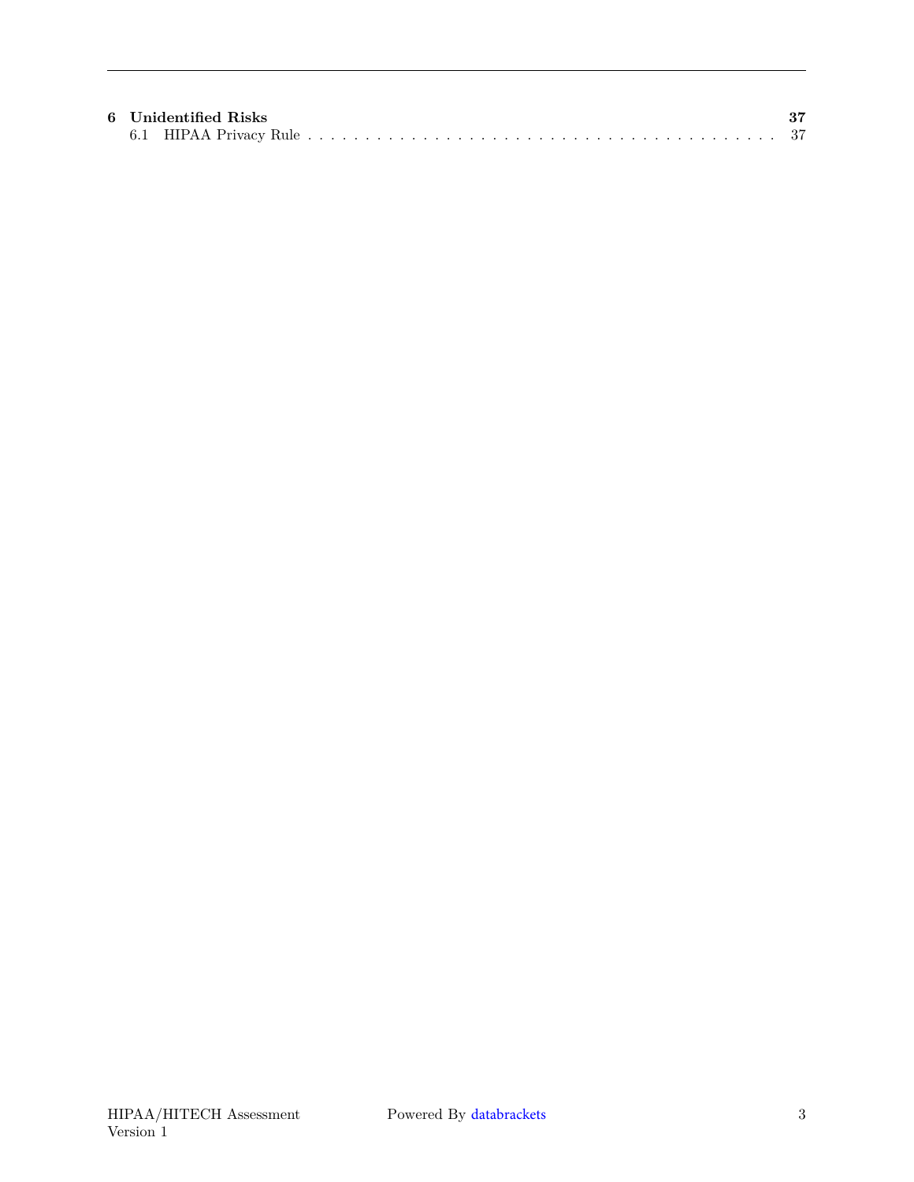**6 Unidentified Risks** **37**

6.1 HIPAA Privacy Rule . . . . . . . . . . . . . . . . . . . . . . . . . . . . . . . . . . . . . . . . 37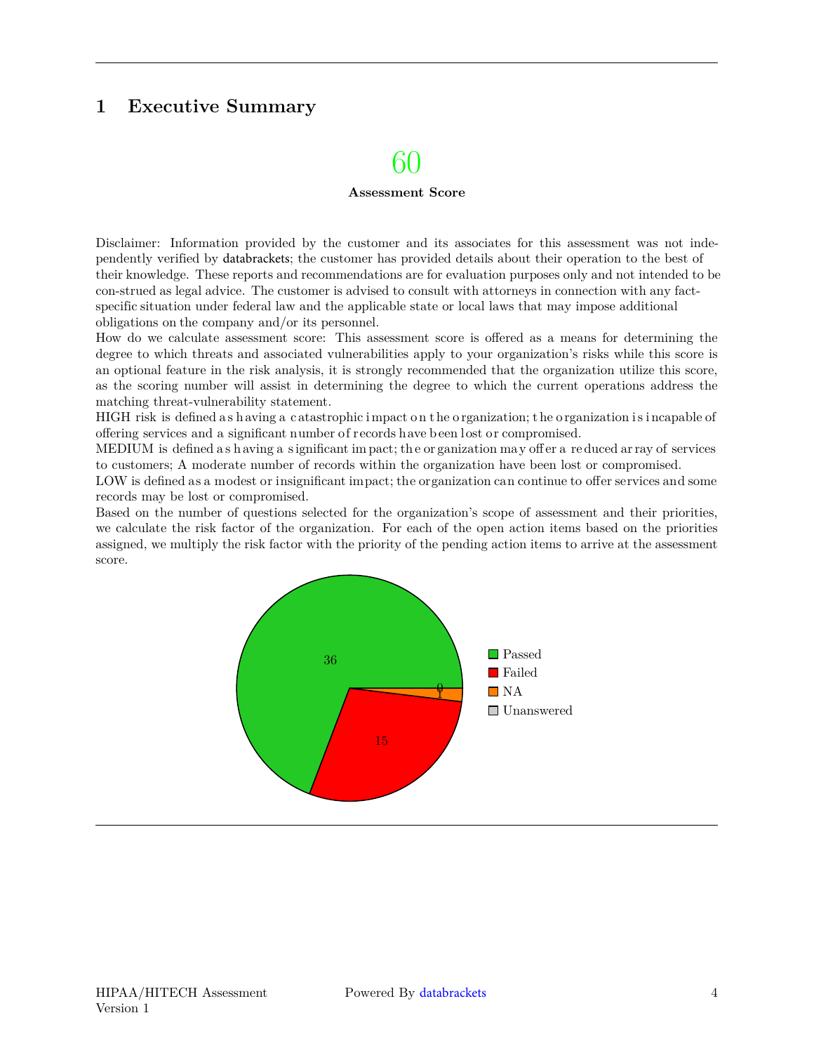# 1 Executive Summary

60

**Assessment Score**

Disclaimer: Information provided by the customer and its associates for this assessment was not independently verified by databrackets; the customer has provided details about their operation to the best of their knowledge. These reports and recommendations are for evaluation purposes only and not intended to be con-strued as legal advice. The customer is advised to consult with attorneys in connection with any fact-specific situation under federal law and the applicable state or local laws that may impose additional obligations on the company and/or its personnel.

How do we calculate assessment score: This assessment score is offered as a means for determining the degree to which threats and associated vulnerabilities apply to your organization's risks while this score is an optional feature in the risk analysis, it is strongly recommended that the organization utilize this score, as the scoring number will assist in determining the degree to which the current operations address the matching threat-vulnerability statement.

HIGH risk is defined as having a catastrophic impact on the organization; the organization is incapable of offering services and a significant number of records have been lost or compromised.

MEDIUM is defined as having a significant impact; the organization may offer a reduced array of services to customers; A moderate number of records within the organization have been lost or compromised.

LOW is defined as a modest or insignificant impact; the organization can continue to offer services and some records may be lost or compromised.

Based on the number of questions selected for the organization's scope of assessment and their priorities, we calculate the risk factor of the organization. For each of the open action items based on the priorities assigned, we multiply the risk factor with the priority of the pending action items to arrive at the assessment score.

| Status | Count |
|---|---|
| Passed | 36 |
| Failed | 15 |
| NA | 1 |
| Unanswered | 0 |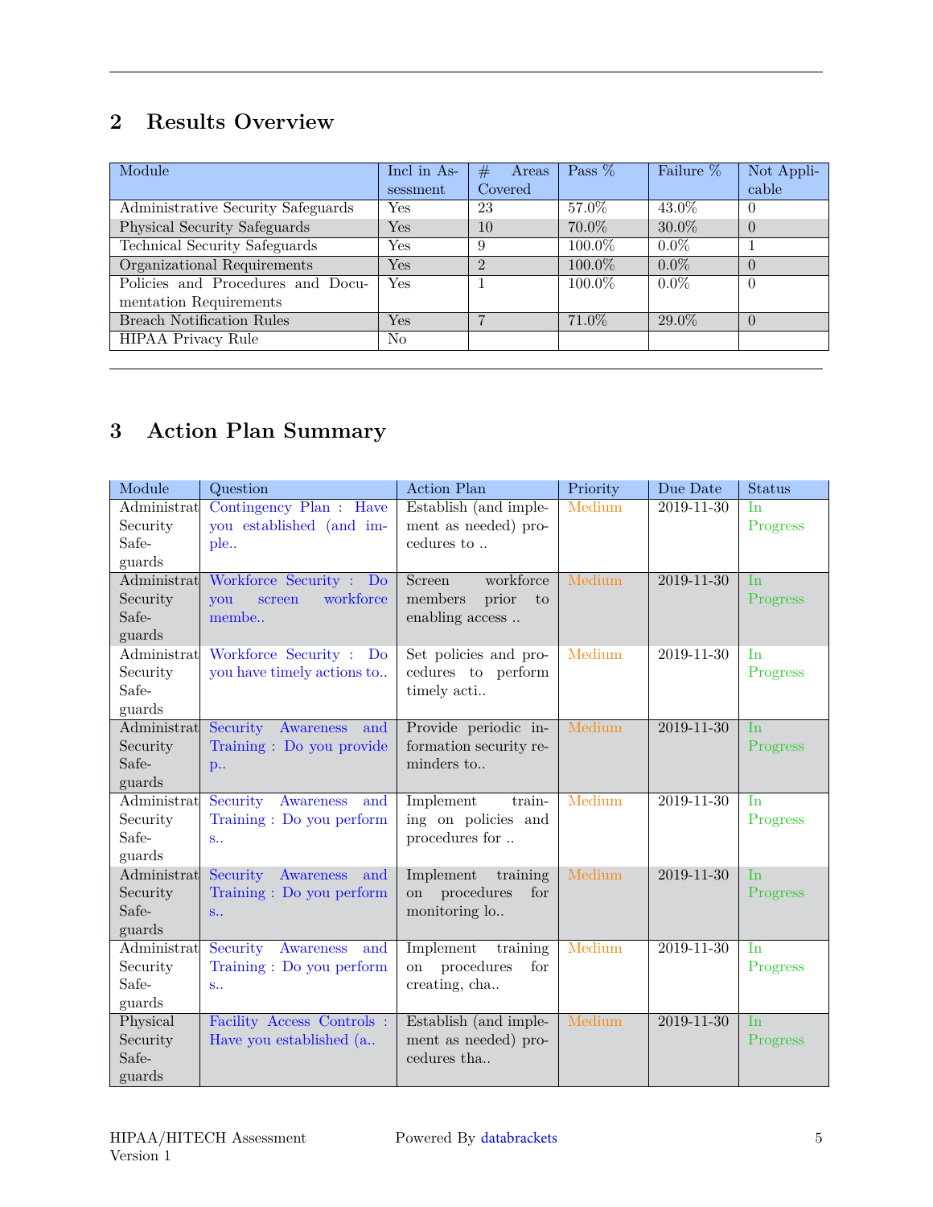## 2 Results Overview

| Module | Incl in Assessment | # Areas Covered | Pass % | Failure % | Not Applicable |
|---|---|---|---|---|---|
| Administrative Security Safeguards | Yes | 23 | 57.0% | 43.0% | 0 |
| Physical Security Safeguards | Yes | 10 | 70.0% | 30.0% | 0 |
| Technical Security Safeguards | Yes | 9 | 100.0% | 0.0% | 1 |
| Organizational Requirements | Yes | 2 | 100.0% | 0.0% | 0 |
| Policies and Procedures and Documentation Requirements | Yes | 1 | 100.0% | 0.0% | 0 |
| Breach Notification Rules | Yes | 7 | 71.0% | 29.0% | 0 |
| HIPAA Privacy Rule | No | | | | |

## 3 Action Plan Summary

| Module | Question | Action Plan | Priority | Due Date | Status |
|---|---|---|---|---|---|
| Administrat Security Safeguards | Contingency Plan : Have you established (and imple.. | Establish (and implement as needed) procedures to .. | Medium | 2019-11-30 | In Progress |
| Administrat Security Safeguards | Workforce Security : Do you screen workforce membe.. | Screen workforce members prior to enabling access .. | Medium | 2019-11-30 | In Progress |
| Administrat Security Safeguards | Workforce Security : Do you have timely actions to.. | Set policies and procedures to perform timely acti.. | Medium | 2019-11-30 | In Progress |
| Administrat Security Safeguards | Security Awareness and Training : Do you provide p.. | Provide periodic information security reminders to.. | Medium | 2019-11-30 | In Progress |
| Administrat Security Safeguards | Security Awareness and Training : Do you perform s.. | Implement training on policies and procedures for .. | Medium | 2019-11-30 | In Progress |
| Administrat Security Safeguards | Security Awareness and Training : Do you perform s.. | Implement training on procedures for monitoring lo.. | Medium | 2019-11-30 | In Progress |
| Administrat Security Safeguards | Security Awareness and Training : Do you perform s.. | Implement training on procedures for creating, cha.. | Medium | 2019-11-30 | In Progress |
| Physical Security Safeguards | Facility Access Controls : Have you established (a.. | Establish (and implement as needed) procedures tha.. | Medium | 2019-11-30 | In Progress |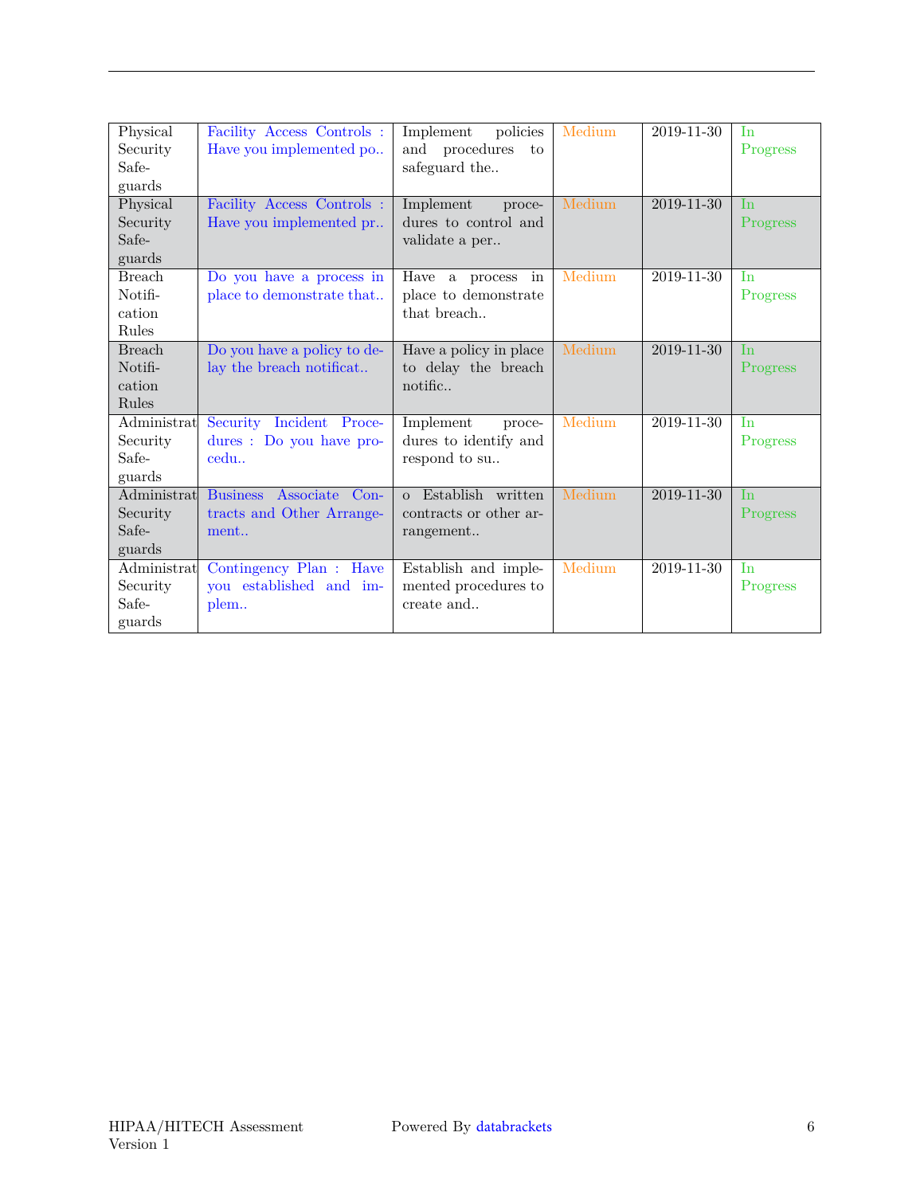| | | | | | |
|---|---|---|---|---|---|
| Physical Security Safeguards | Facility Access Controls : Have you implemented po.. | Implement policies and procedures to safeguard the.. | Medium | 2019-11-30 | In Progress |
| Physical Security Safeguards | Facility Access Controls : Have you implemented pr.. | Implement procedures to control and validate a per.. | Medium | 2019-11-30 | In Progress |
| Breach Notification Rules | Do you have a process in place to demonstrate that.. | Have a process in place to demonstrate that breach.. | Medium | 2019-11-30 | In Progress |
| Breach Notification Rules | Do you have a policy to delay the breach notificat.. | Have a policy in place to delay the breach notific.. | Medium | 2019-11-30 | In Progress |
| Administrat Security Safeguards | Security Incident Procedures : Do you have procedu.. | Implement procedures to identify and respond to su.. | Medium | 2019-11-30 | In Progress |
| Administrat Security Safeguards | Business Associate Contracts and Other Arrangement.. | o Establish written contracts or other arrangement.. | Medium | 2019-11-30 | In Progress |
| Administrat Security Safeguards | Contingency Plan : Have you established and implem.. | Establish and implemented procedures to create and.. | Medium | 2019-11-30 | In Progress |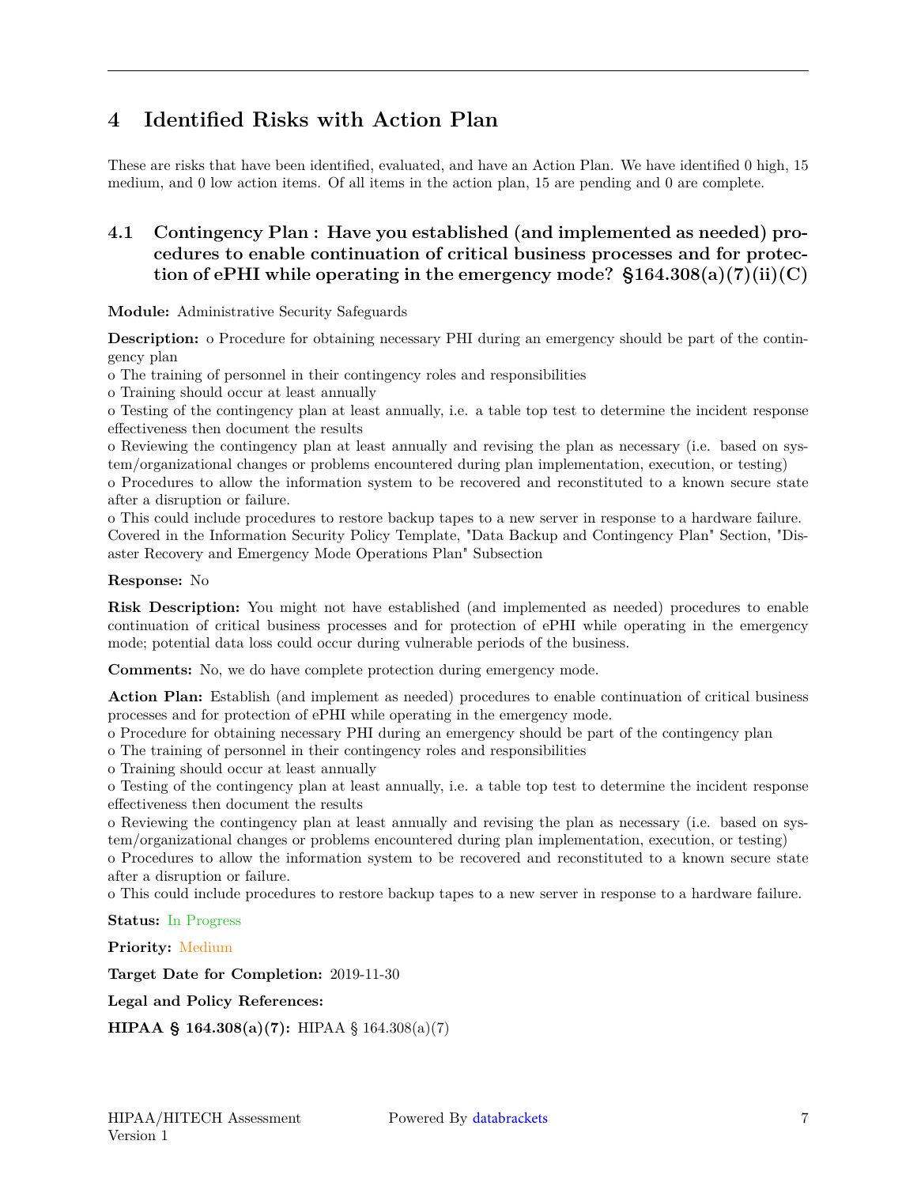# 4 Identified Risks with Action Plan

These are risks that have been identified, evaluated, and have an Action Plan. We have identified 0 high, 15 medium, and 0 low action items. Of all items in the action plan, 15 are pending and 0 are complete.

## 4.1 Contingency Plan : Have you established (and implemented as needed) procedures to enable continuation of critical business processes and for protection of ePHI while operating in the emergency mode? §164.308(a)(7)(ii)(C)

**Module:** Administrative Security Safeguards

**Description:** o Procedure for obtaining necessary PHI during an emergency should be part of the contingency plan
o The training of personnel in their contingency roles and responsibilities
o Training should occur at least annually
o Testing of the contingency plan at least annually, i.e. a table top test to determine the incident response effectiveness then document the results
o Reviewing the contingency plan at least annually and revising the plan as necessary (i.e. based on system/organizational changes or problems encountered during plan implementation, execution, or testing)
o Procedures to allow the information system to be recovered and reconstituted to a known secure state after a disruption or failure.
o This could include procedures to restore backup tapes to a new server in response to a hardware failure.
Covered in the Information Security Policy Template, "Data Backup and Contingency Plan" Section, "Disaster Recovery and Emergency Mode Operations Plan" Subsection

**Response:** No

**Risk Description:** You might not have established (and implemented as needed) procedures to enable continuation of critical business processes and for protection of ePHI while operating in the emergency mode; potential data loss could occur during vulnerable periods of the business.

**Comments:** No, we do have complete protection during emergency mode.

**Action Plan:** Establish (and implement as needed) procedures to enable continuation of critical business processes and for protection of ePHI while operating in the emergency mode.
o Procedure for obtaining necessary PHI during an emergency should be part of the contingency plan
o The training of personnel in their contingency roles and responsibilities
o Training should occur at least annually
o Testing of the contingency plan at least annually, i.e. a table top test to determine the incident response effectiveness then document the results
o Reviewing the contingency plan at least annually and revising the plan as necessary (i.e. based on system/organizational changes or problems encountered during plan implementation, execution, or testing)
o Procedures to allow the information system to be recovered and reconstituted to a known secure state after a disruption or failure.
o This could include procedures to restore backup tapes to a new server in response to a hardware failure.

**Status:** In Progress

**Priority:** Medium

**Target Date for Completion:** 2019-11-30

**Legal and Policy References:**

**HIPAA § 164.308(a)(7):** HIPAA § 164.308(a)(7)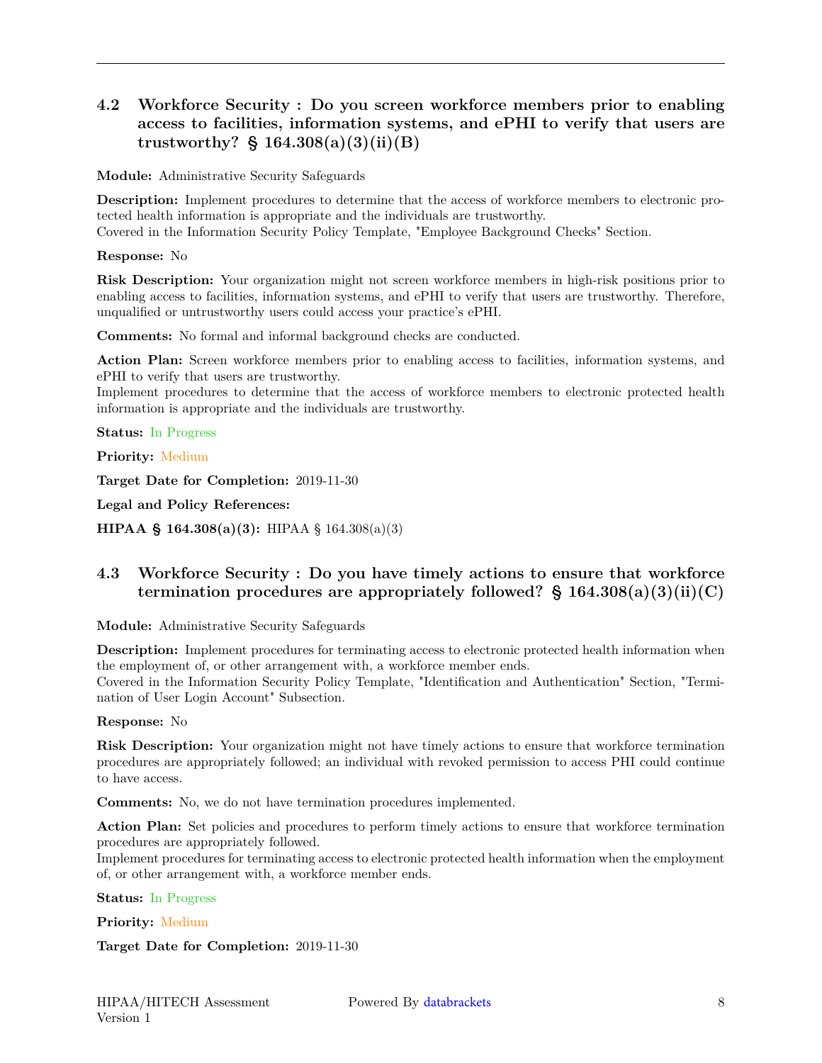### 4.2 Workforce Security : Do you screen workforce members prior to enabling access to facilities, information systems, and ePHI to verify that users are trustworthy? § 164.308(a)(3)(ii)(B)

**Module:** Administrative Security Safeguards

**Description:** Implement procedures to determine that the access of workforce members to electronic protected health information is appropriate and the individuals are trustworthy.
Covered in the Information Security Policy Template, "Employee Background Checks" Section.

**Response:** No

**Risk Description:** Your organization might not screen workforce members in high-risk positions prior to enabling access to facilities, information systems, and ePHI to verify that users are trustworthy. Therefore, unqualified or untrustworthy users could access your practice's ePHI.

**Comments:** No formal and informal background checks are conducted.

**Action Plan:** Screen workforce members prior to enabling access to facilities, information systems, and ePHI to verify that users are trustworthy.
Implement procedures to determine that the access of workforce members to electronic protected health information is appropriate and the individuals are trustworthy.

**Status:** In Progress

**Priority:** Medium

**Target Date for Completion:** 2019-11-30

**Legal and Policy References:**

**HIPAA § 164.308(a)(3):** HIPAA § 164.308(a)(3)

### 4.3 Workforce Security : Do you have timely actions to ensure that workforce termination procedures are appropriately followed? § 164.308(a)(3)(ii)(C)

**Module:** Administrative Security Safeguards

**Description:** Implement procedures for terminating access to electronic protected health information when the employment of, or other arrangement with, a workforce member ends.
Covered in the Information Security Policy Template, "Identification and Authentication" Section, "Termination of User Login Account" Subsection.

**Response:** No

**Risk Description:** Your organization might not have timely actions to ensure that workforce termination procedures are appropriately followed; an individual with revoked permission to access PHI could continue to have access.

**Comments:** No, we do not have termination procedures implemented.

**Action Plan:** Set policies and procedures to perform timely actions to ensure that workforce termination procedures are appropriately followed.
Implement procedures for terminating access to electronic protected health information when the employment of, or other arrangement with, a workforce member ends.

**Status:** In Progress

**Priority:** Medium

**Target Date for Completion:** 2019-11-30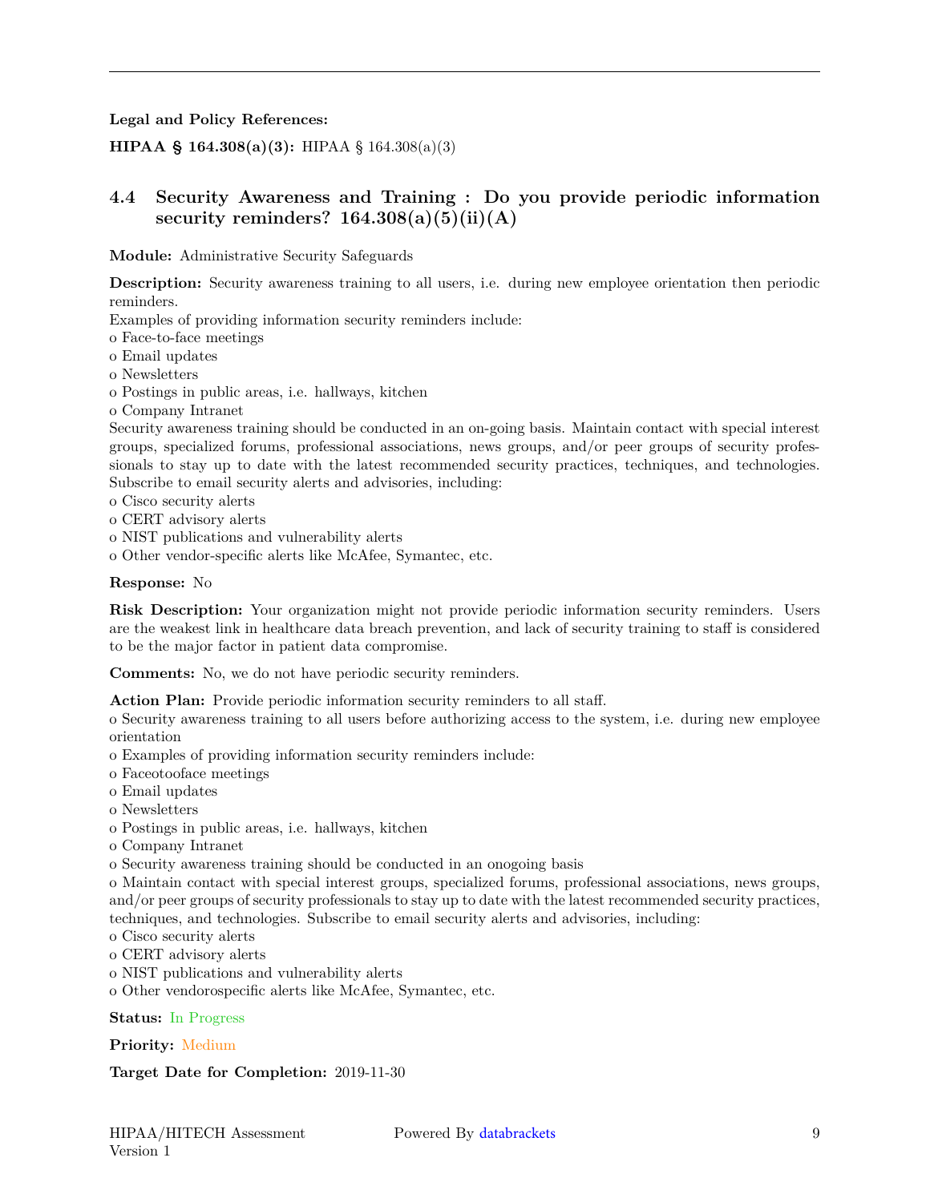**Legal and Policy References:**

**HIPAA § 164.308(a)(3):** HIPAA § 164.308(a)(3)

## 4.4 Security Awareness and Training : Do you provide periodic information security reminders? 164.308(a)(5)(ii)(A)

**Module:** Administrative Security Safeguards

**Description:** Security awareness training to all users, i.e. during new employee orientation then periodic reminders.
Examples of providing information security reminders include:
o Face-to-face meetings
o Email updates
o Newsletters
o Postings in public areas, i.e. hallways, kitchen
o Company Intranet
Security awareness training should be conducted in an on-going basis. Maintain contact with special interest groups, specialized forums, professional associations, news groups, and/or peer groups of security professionals to stay up to date with the latest recommended security practices, techniques, and technologies. Subscribe to email security alerts and advisories, including:
o Cisco security alerts
o CERT advisory alerts
o NIST publications and vulnerability alerts
o Other vendor-specific alerts like McAfee, Symantec, etc.

**Response:** No

**Risk Description:** Your organization might not provide periodic information security reminders. Users are the weakest link in healthcare data breach prevention, and lack of security training to staff is considered to be the major factor in patient data compromise.

**Comments:** No, we do not have periodic security reminders.

**Action Plan:** Provide periodic information security reminders to all staff.
o Security awareness training to all users before authorizing access to the system, i.e. during new employee orientation
o Examples of providing information security reminders include:
o Faceotooface meetings
o Email updates
o Newsletters
o Postings in public areas, i.e. hallways, kitchen
o Company Intranet
o Security awareness training should be conducted in an onogoing basis
o Maintain contact with special interest groups, specialized forums, professional associations, news groups, and/or peer groups of security professionals to stay up to date with the latest recommended security practices, techniques, and technologies. Subscribe to email security alerts and advisories, including:
o Cisco security alerts
o CERT advisory alerts
o NIST publications and vulnerability alerts
o Other vendorospecific alerts like McAfee, Symantec, etc.

**Status:** In Progress

**Priority:** Medium

**Target Date for Completion:** 2019-11-30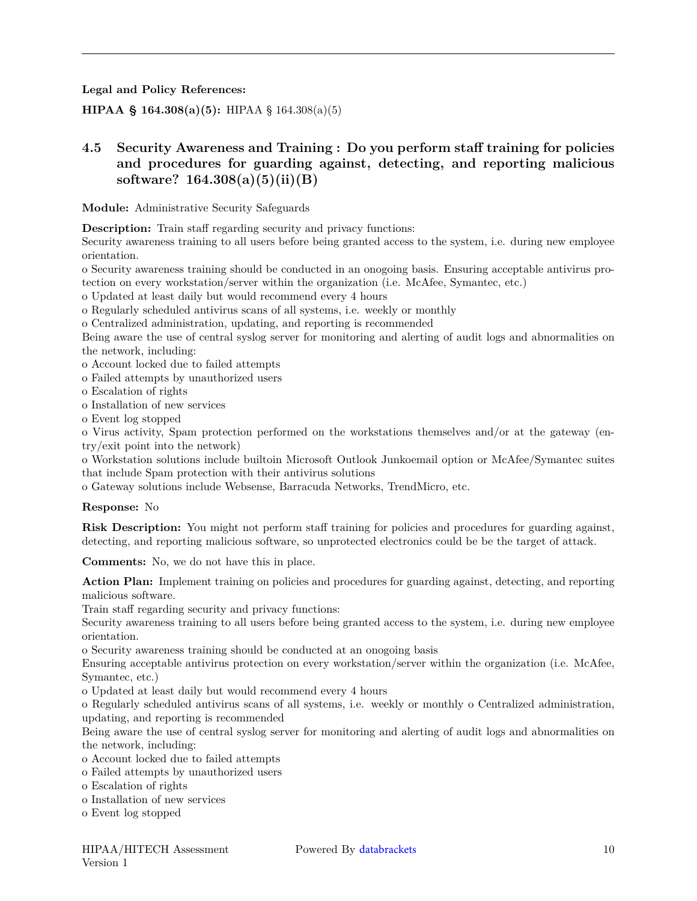**Legal and Policy References:**

**HIPAA § 164.308(a)(5):** HIPAA § 164.308(a)(5)

## 4.5 Security Awareness and Training : Do you perform staff training for policies and procedures for guarding against, detecting, and reporting malicious software? 164.308(a)(5)(ii)(B)

**Module:** Administrative Security Safeguards

**Description:** Train staff regarding security and privacy functions:
Security awareness training to all users before being granted access to the system, i.e. during new employee orientation.
o Security awareness training should be conducted in an onogoing basis. Ensuring acceptable antivirus protection on every workstation/server within the organization (i.e. McAfee, Symantec, etc.)
o Updated at least daily but would recommend every 4 hours
o Regularly scheduled antivirus scans of all systems, i.e. weekly or monthly
o Centralized administration, updating, and reporting is recommended
Being aware the use of central syslog server for monitoring and alerting of audit logs and abnormalities on the network, including:
o Account locked due to failed attempts
o Failed attempts by unauthorized users
o Escalation of rights
o Installation of new services
o Event log stopped
o Virus activity, Spam protection performed on the workstations themselves and/or at the gateway (entry/exit point into the network)
o Workstation solutions include builtoin Microsoft Outlook Junkoemail option or McAfee/Symantec suites that include Spam protection with their antivirus solutions
o Gateway solutions include Websense, Barracuda Networks, TrendMicro, etc.

**Response:** No

**Risk Description:** You might not perform staff training for policies and procedures for guarding against, detecting, and reporting malicious software, so unprotected electronics could be be the target of attack.

**Comments:** No, we do not have this in place.

**Action Plan:** Implement training on policies and procedures for guarding against, detecting, and reporting malicious software.
Train staff regarding security and privacy functions:
Security awareness training to all users before being granted access to the system, i.e. during new employee orientation.
o Security awareness training should be conducted at an onogoing basis
Ensuring acceptable antivirus protection on every workstation/server within the organization (i.e. McAfee, Symantec, etc.)
o Updated at least daily but would recommend every 4 hours
o Regularly scheduled antivirus scans of all systems, i.e. weekly or monthly o Centralized administration, updating, and reporting is recommended
Being aware the use of central syslog server for monitoring and alerting of audit logs and abnormalities on the network, including:
o Account locked due to failed attempts
o Failed attempts by unauthorized users
o Escalation of rights
o Installation of new services
o Event log stopped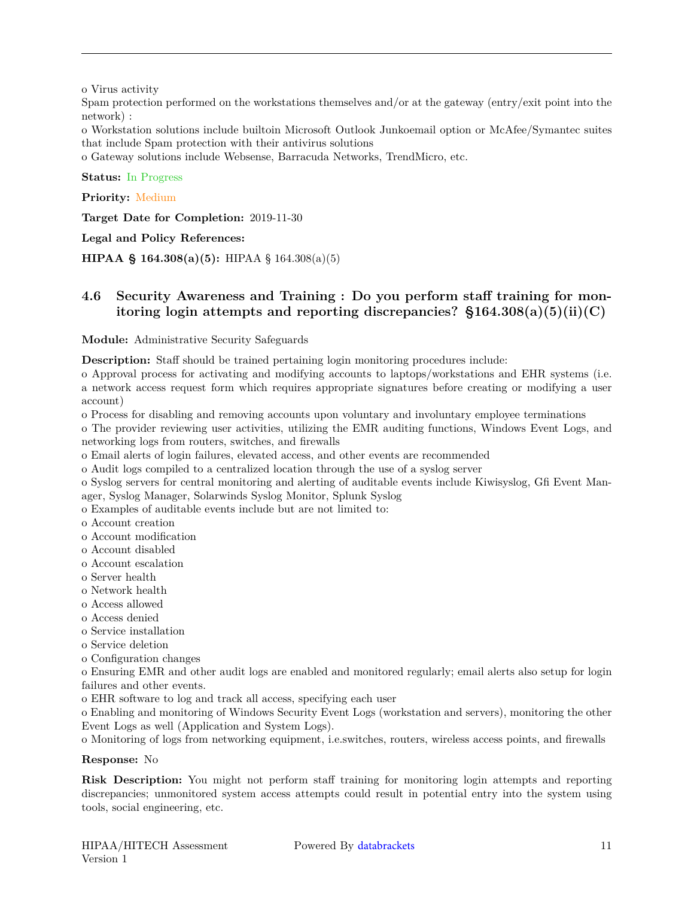o Virus activity
Spam protection performed on the workstations themselves and/or at the gateway (entry/exit point into the network) :
o Workstation solutions include builtoin Microsoft Outlook Junkoemail option or McAfee/Symantec suites that include Spam protection with their antivirus solutions
o Gateway solutions include Websense, Barracuda Networks, TrendMicro, etc.

**Status:** In Progress

**Priority:** Medium

**Target Date for Completion:** 2019-11-30

**Legal and Policy References:**

**HIPAA § 164.308(a)(5):** HIPAA § 164.308(a)(5)

### 4.6 Security Awareness and Training : Do you perform staff training for monitoring login attempts and reporting discrepancies? §164.308(a)(5)(ii)(C)

**Module:** Administrative Security Safeguards

**Description:** Staff should be trained pertaining login monitoring procedures include:
o Approval process for activating and modifying accounts to laptops/workstations and EHR systems (i.e. a network access request form which requires appropriate signatures before creating or modifying a user account)
o Process for disabling and removing accounts upon voluntary and involuntary employee terminations
o The provider reviewing user activities, utilizing the EMR auditing functions, Windows Event Logs, and networking logs from routers, switches, and firewalls
o Email alerts of login failures, elevated access, and other events are recommended
o Audit logs compiled to a centralized location through the use of a syslog server
o Syslog servers for central monitoring and alerting of auditable events include Kiwisyslog, Gfi Event Manager, Syslog Manager, Solarwinds Syslog Monitor, Splunk Syslog
o Examples of auditable events include but are not limited to:
o Account creation
o Account modification
o Account disabled
o Account escalation
o Server health
o Network health
o Access allowed
o Access denied
o Service installation
o Service deletion
o Configuration changes
o Ensuring EMR and other audit logs are enabled and monitored regularly; email alerts also setup for login failures and other events.
o EHR software to log and track all access, specifying each user
o Enabling and monitoring of Windows Security Event Logs (workstation and servers), monitoring the other Event Logs as well (Application and System Logs).
o Monitoring of logs from networking equipment, i.e.switches, routers, wireless access points, and firewalls

**Response:** No

**Risk Description:** You might not perform staff training for monitoring login attempts and reporting discrepancies; unmonitored system access attempts could result in potential entry into the system using tools, social engineering, etc.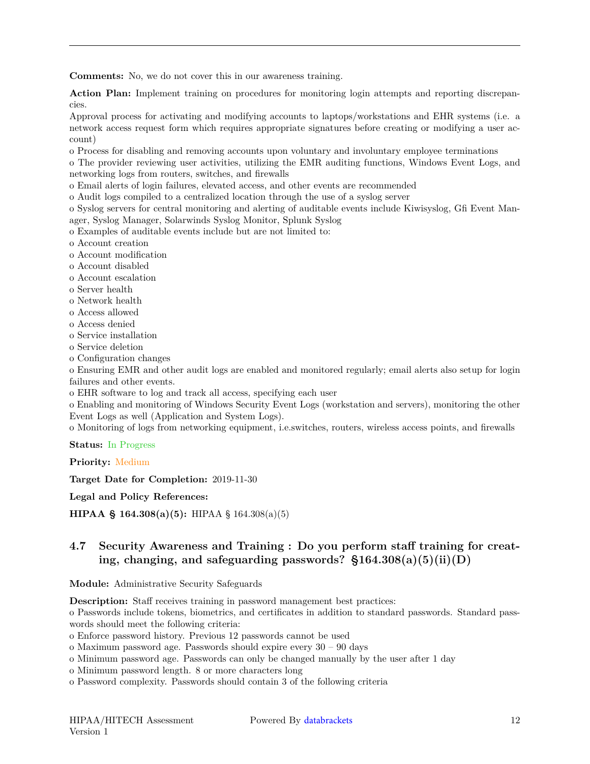**Comments:** No, we do not cover this in our awareness training.

**Action Plan:** Implement training on procedures for monitoring login attempts and reporting discrepancies.
Approval process for activating and modifying accounts to laptops/workstations and EHR systems (i.e. a network access request form which requires appropriate signatures before creating or modifying a user account)
o Process for disabling and removing accounts upon voluntary and involuntary employee terminations
o The provider reviewing user activities, utilizing the EMR auditing functions, Windows Event Logs, and networking logs from routers, switches, and firewalls
o Email alerts of login failures, elevated access, and other events are recommended
o Audit logs compiled to a centralized location through the use of a syslog server
o Syslog servers for central monitoring and alerting of auditable events include Kiwisyslog, Gfi Event Manager, Syslog Manager, Solarwinds Syslog Monitor, Splunk Syslog
o Examples of auditable events include but are not limited to:
o Account creation
o Account modification
o Account disabled
o Account escalation
o Server health
o Network health
o Access allowed
o Access denied
o Service installation
o Service deletion
o Configuration changes
o Ensuring EMR and other audit logs are enabled and monitored regularly; email alerts also setup for login failures and other events.
o EHR software to log and track all access, specifying each user
o Enabling and monitoring of Windows Security Event Logs (workstation and servers), monitoring the other Event Logs as well (Application and System Logs).
o Monitoring of logs from networking equipment, i.e.switches, routers, wireless access points, and firewalls

**Status:** In Progress

**Priority:** Medium

**Target Date for Completion:** 2019-11-30

**Legal and Policy References:**

**HIPAA § 164.308(a)(5):** HIPAA § 164.308(a)(5)

## 4.7 Security Awareness and Training : Do you perform staff training for creating, changing, and safeguarding passwords? §164.308(a)(5)(ii)(D)

**Module:** Administrative Security Safeguards

**Description:** Staff receives training in password management best practices:
o Passwords include tokens, biometrics, and certificates in addition to standard passwords. Standard passwords should meet the following criteria:
o Enforce password history. Previous 12 passwords cannot be used
o Maximum password age. Passwords should expire every 30 – 90 days
o Minimum password age. Passwords can only be changed manually by the user after 1 day
o Minimum password length. 8 or more characters long
o Password complexity. Passwords should contain 3 of the following criteria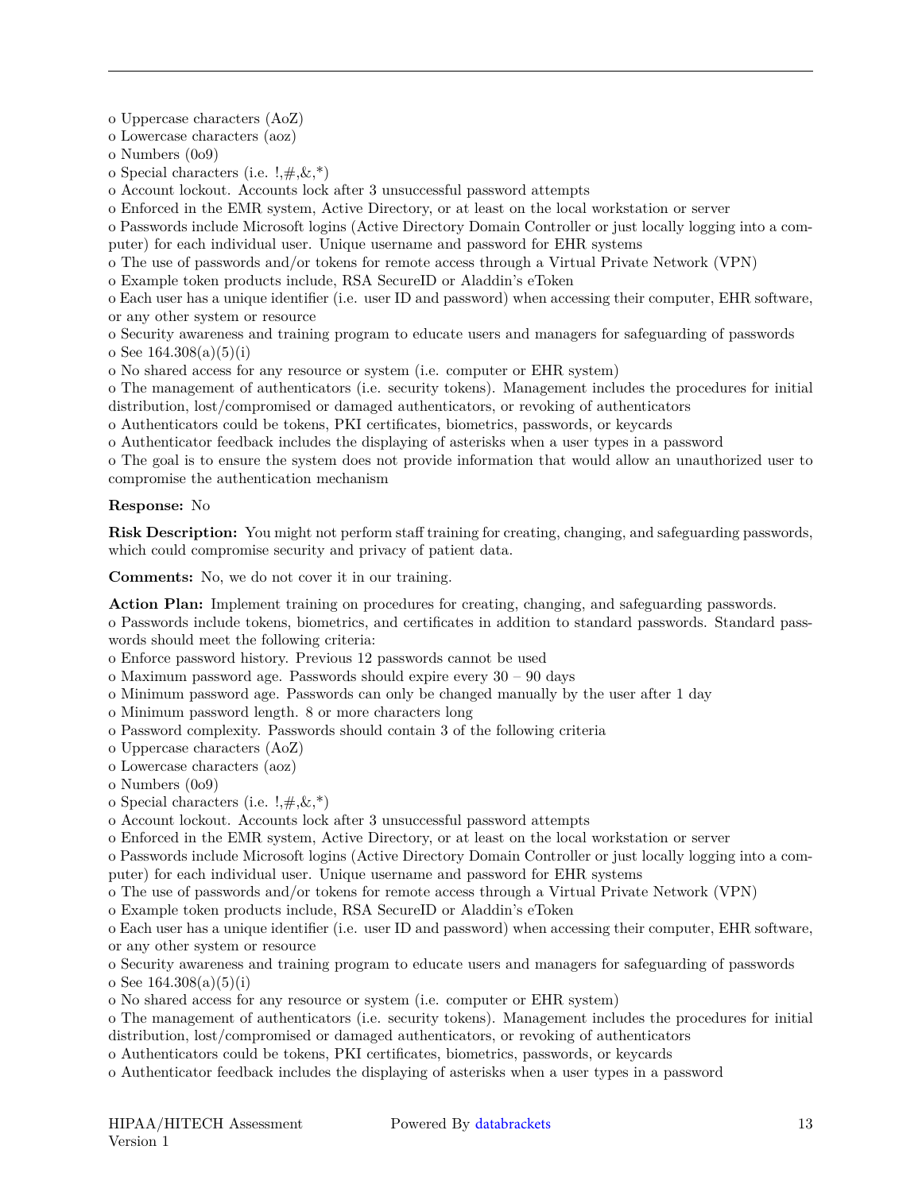o Uppercase characters (AoZ)
o Lowercase characters (aoz)
o Numbers (0o9)
o Special characters (i.e. !,#,&,*)
o Account lockout. Accounts lock after 3 unsuccessful password attempts
o Enforced in the EMR system, Active Directory, or at least on the local workstation or server
o Passwords include Microsoft logins (Active Directory Domain Controller or just locally logging into a computer) for each individual user. Unique username and password for EHR systems
o The use of passwords and/or tokens for remote access through a Virtual Private Network (VPN)
o Example token products include, RSA SecureID or Aladdin's eToken
o Each user has a unique identifier (i.e. user ID and password) when accessing their computer, EHR software, or any other system or resource
o Security awareness and training program to educate users and managers for safeguarding of passwords
o See 164.308(a)(5)(i)
o No shared access for any resource or system (i.e. computer or EHR system)
o The management of authenticators (i.e. security tokens). Management includes the procedures for initial distribution, lost/compromised or damaged authenticators, or revoking of authenticators
o Authenticators could be tokens, PKI certificates, biometrics, passwords, or keycards
o Authenticator feedback includes the displaying of asterisks when a user types in a password
o The goal is to ensure the system does not provide information that would allow an unauthorized user to compromise the authentication mechanism

**Response:** No

**Risk Description:** You might not perform staff training for creating, changing, and safeguarding passwords, which could compromise security and privacy of patient data.

**Comments:** No, we do not cover it in our training.

**Action Plan:** Implement training on procedures for creating, changing, and safeguarding passwords.
o Passwords include tokens, biometrics, and certificates in addition to standard passwords. Standard passwords should meet the following criteria:
o Enforce password history. Previous 12 passwords cannot be used
o Maximum password age. Passwords should expire every 30 – 90 days
o Minimum password age. Passwords can only be changed manually by the user after 1 day
o Minimum password length. 8 or more characters long
o Password complexity. Passwords should contain 3 of the following criteria
o Uppercase characters (AoZ)
o Lowercase characters (aoz)
o Numbers (0o9)
o Special characters (i.e. !,#,&,*)
o Account lockout. Accounts lock after 3 unsuccessful password attempts
o Enforced in the EMR system, Active Directory, or at least on the local workstation or server
o Passwords include Microsoft logins (Active Directory Domain Controller or just locally logging into a computer) for each individual user. Unique username and password for EHR systems
o The use of passwords and/or tokens for remote access through a Virtual Private Network (VPN)
o Example token products include, RSA SecureID or Aladdin's eToken
o Each user has a unique identifier (i.e. user ID and password) when accessing their computer, EHR software, or any other system or resource
o Security awareness and training program to educate users and managers for safeguarding of passwords
o See 164.308(a)(5)(i)
o No shared access for any resource or system (i.e. computer or EHR system)
o The management of authenticators (i.e. security tokens). Management includes the procedures for initial distribution, lost/compromised or damaged authenticators, or revoking of authenticators
o Authenticators could be tokens, PKI certificates, biometrics, passwords, or keycards
o Authenticator feedback includes the displaying of asterisks when a user types in a password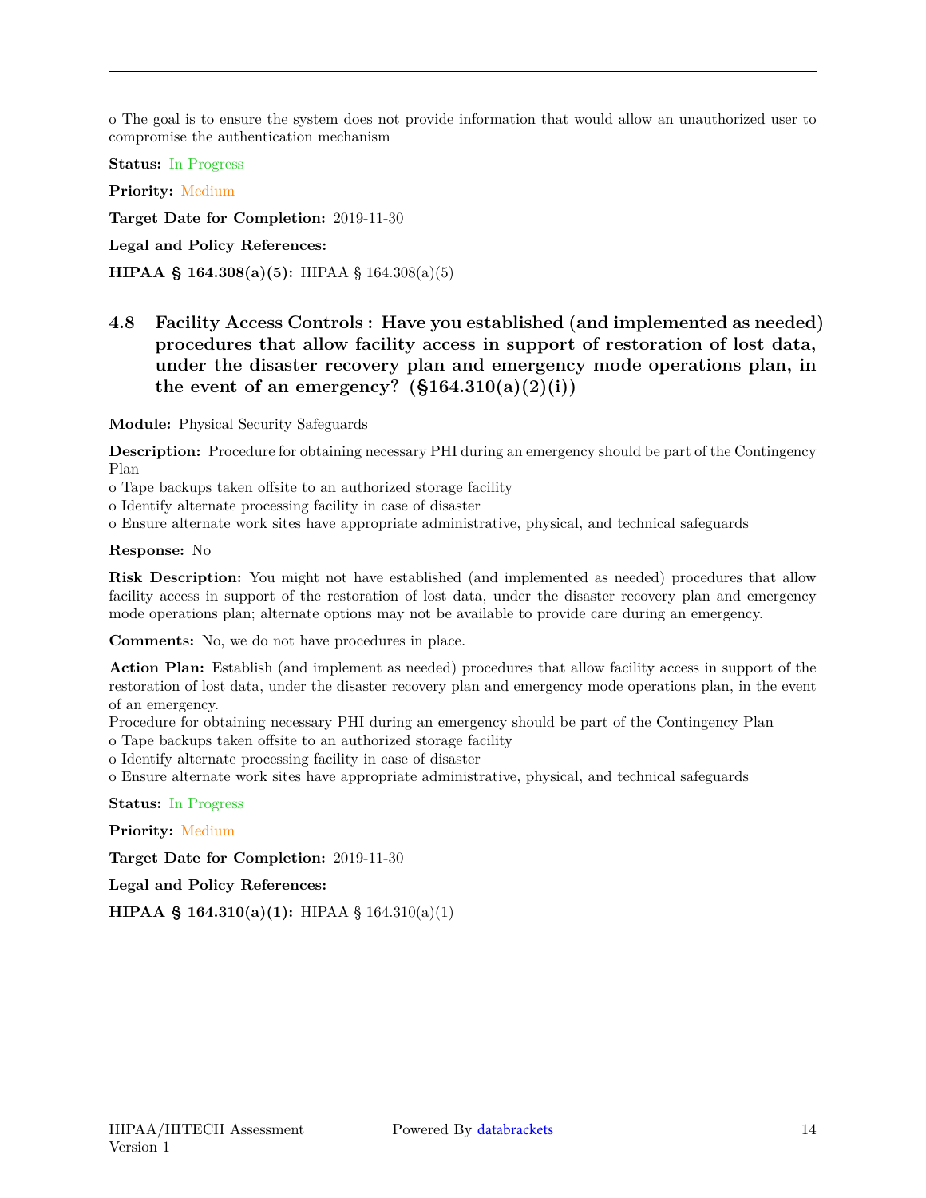o The goal is to ensure the system does not provide information that would allow an unauthorized user to compromise the authentication mechanism

**Status:** In Progress

**Priority:** Medium

**Target Date for Completion:** 2019-11-30

**Legal and Policy References:**

**HIPAA § 164.308(a)(5):** HIPAA § 164.308(a)(5)

## 4.8 Facility Access Controls : Have you established (and implemented as needed) procedures that allow facility access in support of restoration of lost data, under the disaster recovery plan and emergency mode operations plan, in the event of an emergency? (§164.310(a)(2)(i))

**Module:** Physical Security Safeguards

**Description:** Procedure for obtaining necessary PHI during an emergency should be part of the Contingency Plan
o Tape backups taken offsite to an authorized storage facility
o Identify alternate processing facility in case of disaster
o Ensure alternate work sites have appropriate administrative, physical, and technical safeguards

**Response:** No

**Risk Description:** You might not have established (and implemented as needed) procedures that allow facility access in support of the restoration of lost data, under the disaster recovery plan and emergency mode operations plan; alternate options may not be available to provide care during an emergency.

**Comments:** No, we do not have procedures in place.

**Action Plan:** Establish (and implement as needed) procedures that allow facility access in support of the restoration of lost data, under the disaster recovery plan and emergency mode operations plan, in the event of an emergency.
Procedure for obtaining necessary PHI during an emergency should be part of the Contingency Plan
o Tape backups taken offsite to an authorized storage facility
o Identify alternate processing facility in case of disaster
o Ensure alternate work sites have appropriate administrative, physical, and technical safeguards

**Status:** In Progress

**Priority:** Medium

**Target Date for Completion:** 2019-11-30

**Legal and Policy References:**

**HIPAA § 164.310(a)(1):** HIPAA § 164.310(a)(1)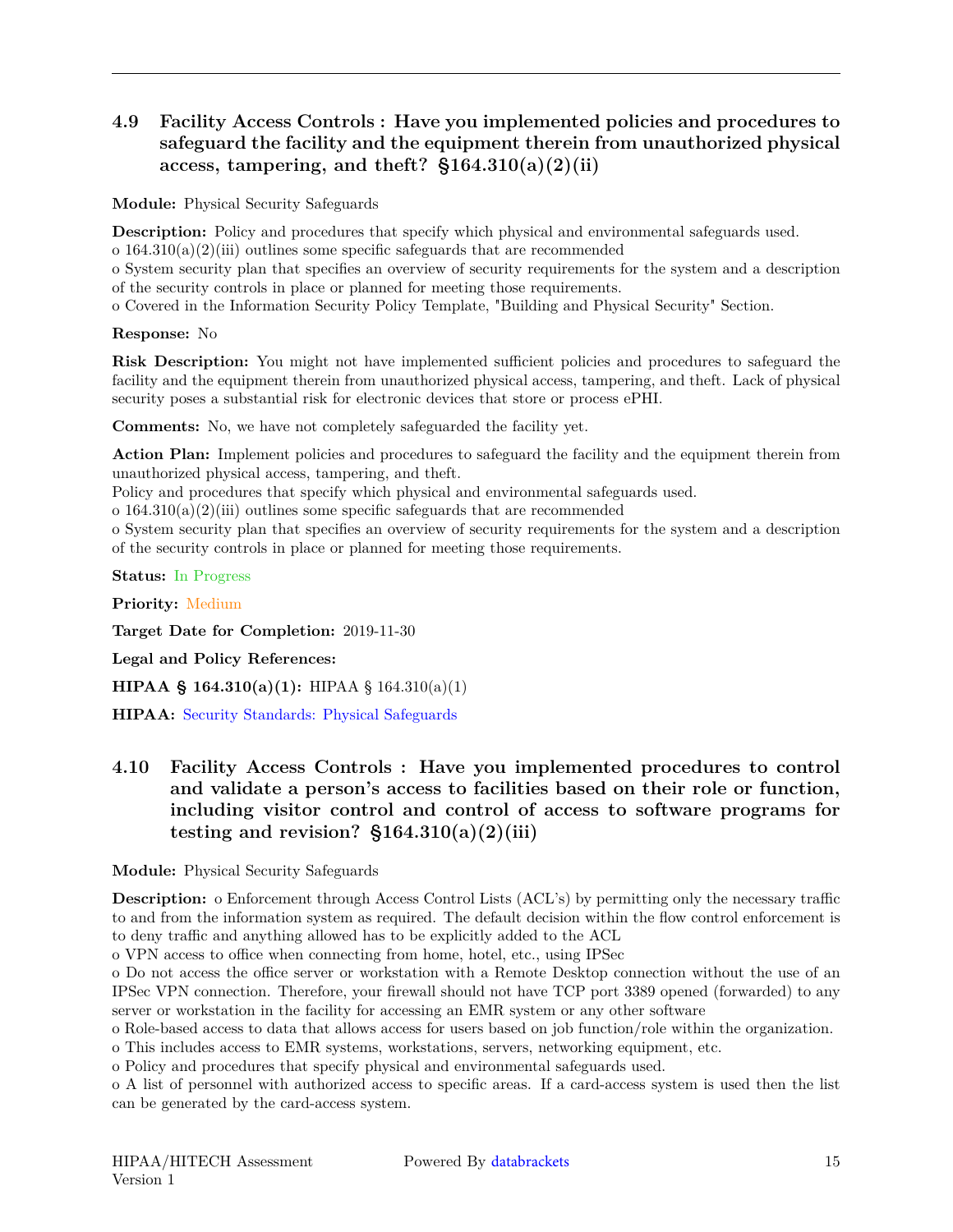## 4.9 Facility Access Controls : Have you implemented policies and procedures to safeguard the facility and the equipment therein from unauthorized physical access, tampering, and theft? §164.310(a)(2)(ii)

**Module:** Physical Security Safeguards

**Description:** Policy and procedures that specify which physical and environmental safeguards used.
o 164.310(a)(2)(iii) outlines some specific safeguards that are recommended
o System security plan that specifies an overview of security requirements for the system and a description of the security controls in place or planned for meeting those requirements.
o Covered in the Information Security Policy Template, "Building and Physical Security" Section.

**Response:** No

**Risk Description:** You might not have implemented sufficient policies and procedures to safeguard the facility and the equipment therein from unauthorized physical access, tampering, and theft. Lack of physical security poses a substantial risk for electronic devices that store or process ePHI.

**Comments:** No, we have not completely safeguarded the facility yet.

**Action Plan:** Implement policies and procedures to safeguard the facility and the equipment therein from unauthorized physical access, tampering, and theft.
Policy and procedures that specify which physical and environmental safeguards used.
o 164.310(a)(2)(iii) outlines some specific safeguards that are recommended
o System security plan that specifies an overview of security requirements for the system and a description of the security controls in place or planned for meeting those requirements.

**Status:** In Progress

**Priority:** Medium

**Target Date for Completion:** 2019-11-30

**Legal and Policy References:**

**HIPAA § 164.310(a)(1):** HIPAA § 164.310(a)(1)

**HIPAA:** Security Standards: Physical Safeguards

## 4.10 Facility Access Controls : Have you implemented procedures to control and validate a person's access to facilities based on their role or function, including visitor control and control of access to software programs for testing and revision? §164.310(a)(2)(iii)

**Module:** Physical Security Safeguards

**Description:** o Enforcement through Access Control Lists (ACL's) by permitting only the necessary traffic to and from the information system as required. The default decision within the flow control enforcement is to deny traffic and anything allowed has to be explicitly added to the ACL
o VPN access to office when connecting from home, hotel, etc., using IPSec
o Do not access the office server or workstation with a Remote Desktop connection without the use of an IPSec VPN connection. Therefore, your firewall should not have TCP port 3389 opened (forwarded) to any server or workstation in the facility for accessing an EMR system or any other software
o Role-based access to data that allows access for users based on job function/role within the organization.
o This includes access to EMR systems, workstations, servers, networking equipment, etc.
o Policy and procedures that specify physical and environmental safeguards used.
o A list of personnel with authorized access to specific areas. If a card-access system is used then the list can be generated by the card-access system.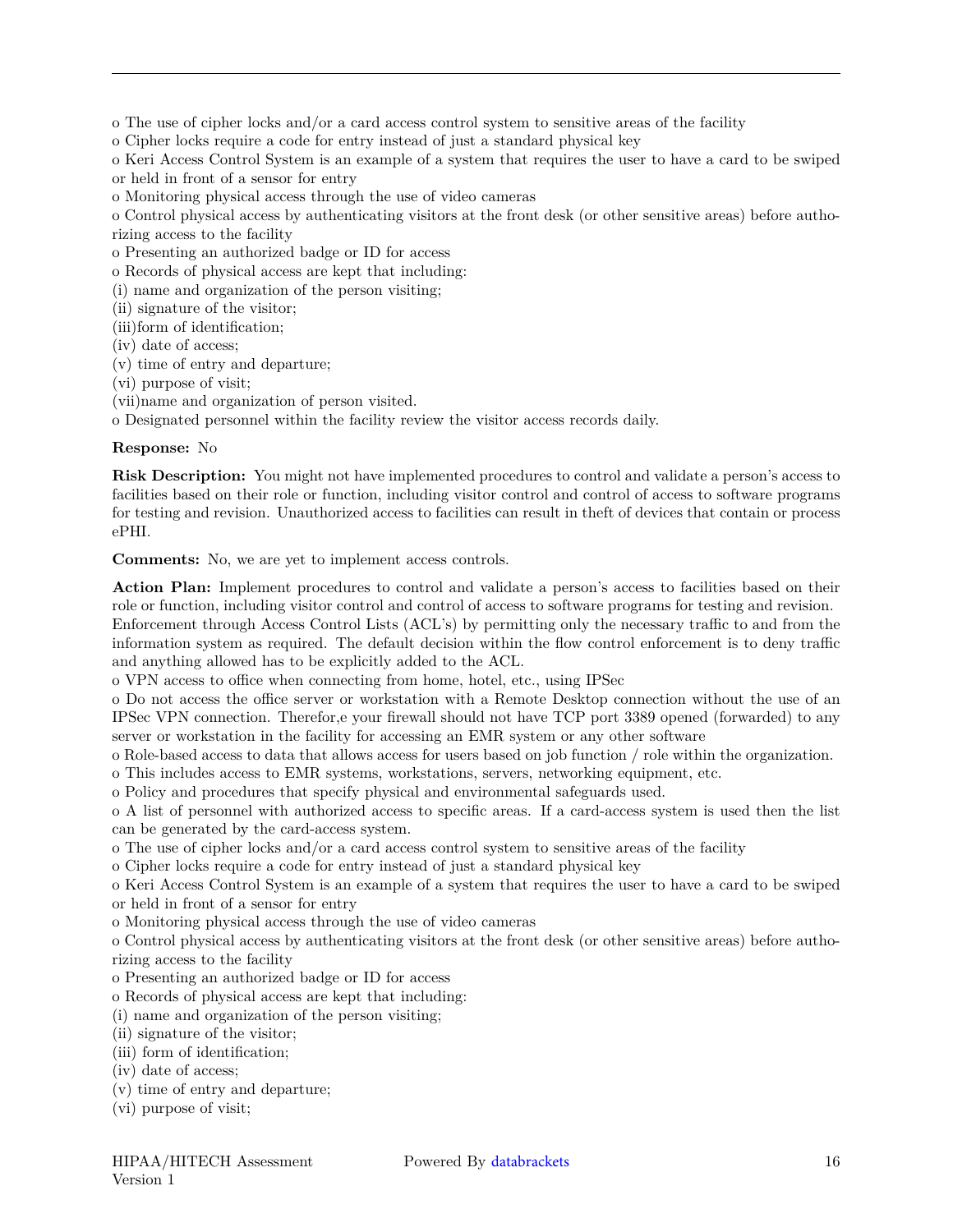o The use of cipher locks and/or a card access control system to sensitive areas of the facility
o Cipher locks require a code for entry instead of just a standard physical key
o Keri Access Control System is an example of a system that requires the user to have a card to be swiped or held in front of a sensor for entry
o Monitoring physical access through the use of video cameras
o Control physical access by authenticating visitors at the front desk (or other sensitive areas) before authorizing access to the facility
o Presenting an authorized badge or ID for access
o Records of physical access are kept that including:
(i) name and organization of the person visiting;
(ii) signature of the visitor;
(iii)form of identification;
(iv) date of access;
(v) time of entry and departure;
(vi) purpose of visit;
(vii)name and organization of person visited.
o Designated personnel within the facility review the visitor access records daily.

**Response:** No

**Risk Description:** You might not have implemented procedures to control and validate a person's access to facilities based on their role or function, including visitor control and control of access to software programs for testing and revision. Unauthorized access to facilities can result in theft of devices that contain or process ePHI.

**Comments:** No, we are yet to implement access controls.

**Action Plan:** Implement procedures to control and validate a person's access to facilities based on their role or function, including visitor control and control of access to software programs for testing and revision. Enforcement through Access Control Lists (ACL's) by permitting only the necessary traffic to and from the information system as required. The default decision within the flow control enforcement is to deny traffic and anything allowed has to be explicitly added to the ACL.
o VPN access to office when connecting from home, hotel, etc., using IPSec
o Do not access the office server or workstation with a Remote Desktop connection without the use of an IPSec VPN connection. Therefor,e your firewall should not have TCP port 3389 opened (forwarded) to any server or workstation in the facility for accessing an EMR system or any other software
o Role-based access to data that allows access for users based on job function / role within the organization.
o This includes access to EMR systems, workstations, servers, networking equipment, etc.
o Policy and procedures that specify physical and environmental safeguards used.
o A list of personnel with authorized access to specific areas. If a card-access system is used then the list can be generated by the card-access system.
o The use of cipher locks and/or a card access control system to sensitive areas of the facility
o Cipher locks require a code for entry instead of just a standard physical key
o Keri Access Control System is an example of a system that requires the user to have a card to be swiped or held in front of a sensor for entry
o Monitoring physical access through the use of video cameras
o Control physical access by authenticating visitors at the front desk (or other sensitive areas) before authorizing access to the facility
o Presenting an authorized badge or ID for access
o Records of physical access are kept that including:
(i) name and organization of the person visiting;
(ii) signature of the visitor;
(iii) form of identification;
(iv) date of access;
(v) time of entry and departure;
(vi) purpose of visit;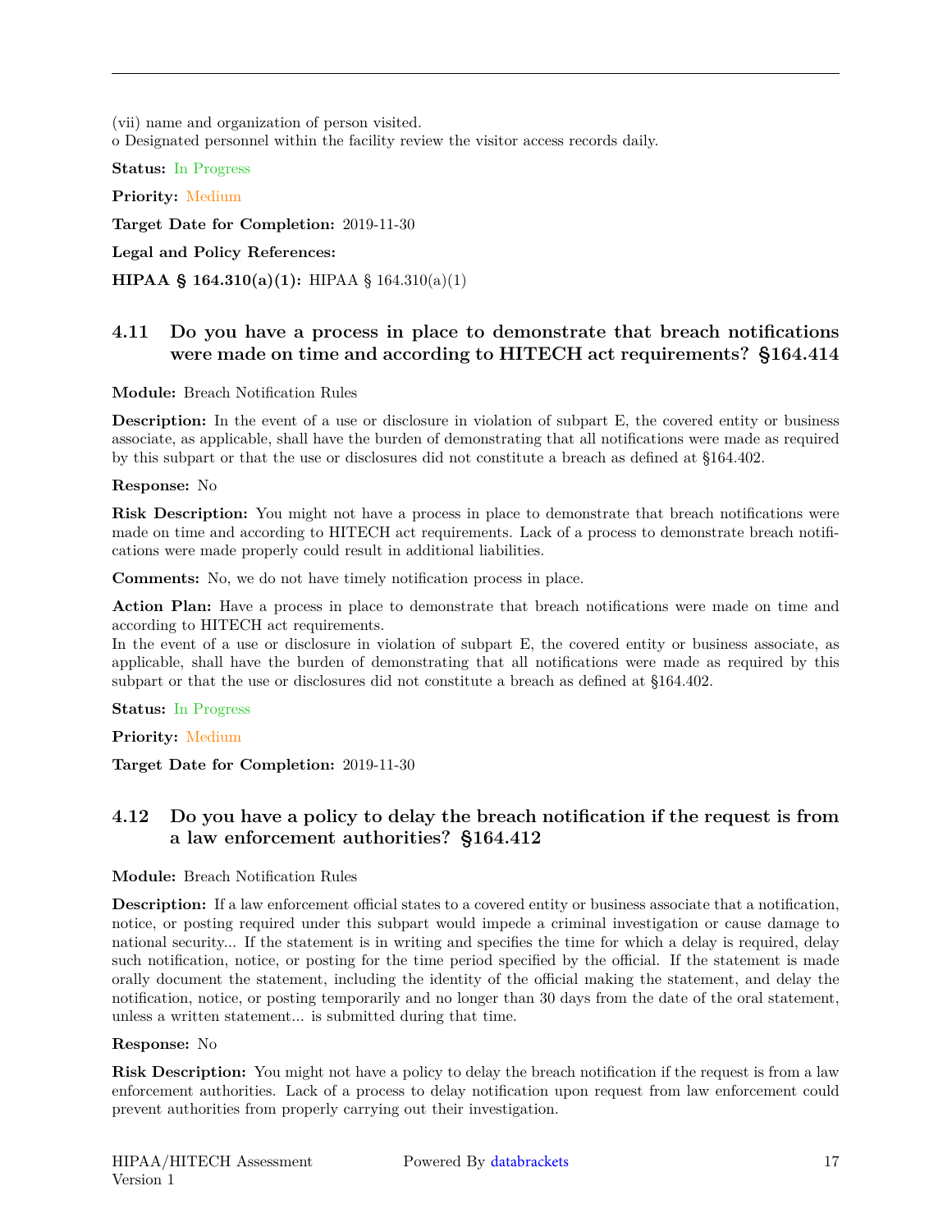(vii) name and organization of person visited.
o Designated personnel within the facility review the visitor access records daily.

**Status:** In Progress

**Priority:** Medium

**Target Date for Completion:** 2019-11-30

**Legal and Policy References:**

**HIPAA § 164.310(a)(1):** HIPAA § 164.310(a)(1)

### 4.11 Do you have a process in place to demonstrate that breach notifications were made on time and according to HITECH act requirements? §164.414

**Module:** Breach Notification Rules

**Description:** In the event of a use or disclosure in violation of subpart E, the covered entity or business associate, as applicable, shall have the burden of demonstrating that all notifications were made as required by this subpart or that the use or disclosures did not constitute a breach as defined at §164.402.

**Response:** No

**Risk Description:** You might not have a process in place to demonstrate that breach notifications were made on time and according to HITECH act requirements. Lack of a process to demonstrate breach notifications were made properly could result in additional liabilities.

**Comments:** No, we do not have timely notification process in place.

**Action Plan:** Have a process in place to demonstrate that breach notifications were made on time and according to HITECH act requirements.
In the event of a use or disclosure in violation of subpart E, the covered entity or business associate, as applicable, shall have the burden of demonstrating that all notifications were made as required by this subpart or that the use or disclosures did not constitute a breach as defined at §164.402.

**Status:** In Progress

**Priority:** Medium

**Target Date for Completion:** 2019-11-30

### 4.12 Do you have a policy to delay the breach notification if the request is from a law enforcement authorities? §164.412

**Module:** Breach Notification Rules

**Description:** If a law enforcement official states to a covered entity or business associate that a notification, notice, or posting required under this subpart would impede a criminal investigation or cause damage to national security... If the statement is in writing and specifies the time for which a delay is required, delay such notification, notice, or posting for the time period specified by the official. If the statement is made orally document the statement, including the identity of the official making the statement, and delay the notification, notice, or posting temporarily and no longer than 30 days from the date of the oral statement, unless a written statement... is submitted during that time.

**Response:** No

**Risk Description:** You might not have a policy to delay the breach notification if the request is from a law enforcement authorities. Lack of a process to delay notification upon request from law enforcement could prevent authorities from properly carrying out their investigation.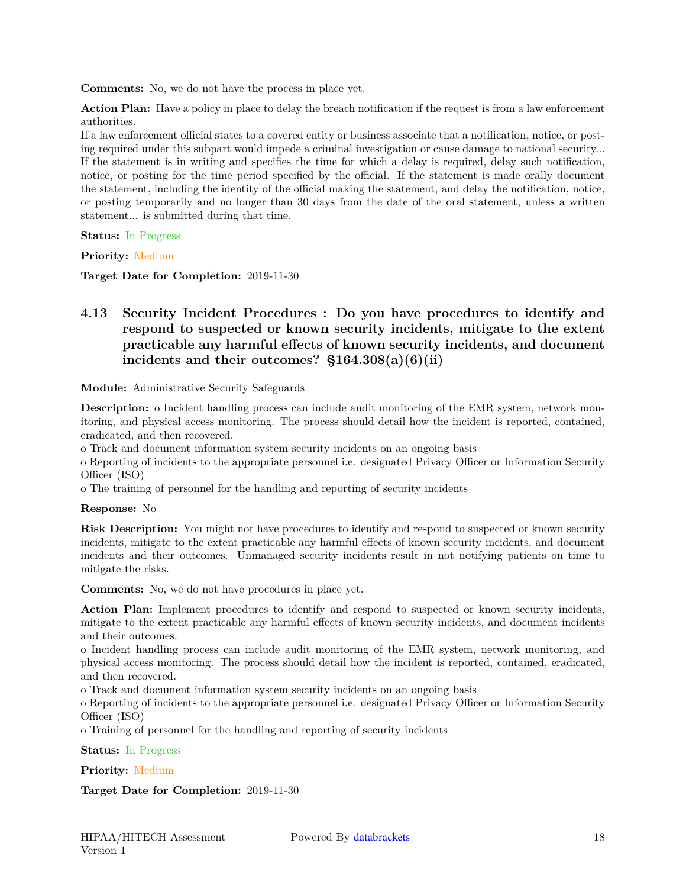**Comments:** No, we do not have the process in place yet.

**Action Plan:** Have a policy in place to delay the breach notification if the request is from a law enforcement authorities.
If a law enforcement official states to a covered entity or business associate that a notification, notice, or posting required under this subpart would impede a criminal investigation or cause damage to national security... If the statement is in writing and specifies the time for which a delay is required, delay such notification, notice, or posting for the time period specified by the official. If the statement is made orally document the statement, including the identity of the official making the statement, and delay the notification, notice, or posting temporarily and no longer than 30 days from the date of the oral statement, unless a written statement... is submitted during that time.

**Status:** In Progress

**Priority:** Medium

**Target Date for Completion:** 2019-11-30

### 4.13 Security Incident Procedures : Do you have procedures to identify and respond to suspected or known security incidents, mitigate to the extent practicable any harmful effects of known security incidents, and document incidents and their outcomes? §164.308(a)(6)(ii)

**Module:** Administrative Security Safeguards

**Description:** o Incident handling process can include audit monitoring of the EMR system, network monitoring, and physical access monitoring. The process should detail how the incident is reported, contained, eradicated, and then recovered.
o Track and document information system security incidents on an ongoing basis
o Reporting of incidents to the appropriate personnel i.e. designated Privacy Officer or Information Security Officer (ISO)
o The training of personnel for the handling and reporting of security incidents

**Response:** No

**Risk Description:** You might not have procedures to identify and respond to suspected or known security incidents, mitigate to the extent practicable any harmful effects of known security incidents, and document incidents and their outcomes. Unmanaged security incidents result in not notifying patients on time to mitigate the risks.

**Comments:** No, we do not have procedures in place yet.

**Action Plan:** Implement procedures to identify and respond to suspected or known security incidents, mitigate to the extent practicable any harmful effects of known security incidents, and document incidents and their outcomes.
o Incident handling process can include audit monitoring of the EMR system, network monitoring, and physical access monitoring. The process should detail how the incident is reported, contained, eradicated, and then recovered.
o Track and document information system security incidents on an ongoing basis
o Reporting of incidents to the appropriate personnel i.e. designated Privacy Officer or Information Security Officer (ISO)
o Training of personnel for the handling and reporting of security incidents

**Status:** In Progress

**Priority:** Medium

**Target Date for Completion:** 2019-11-30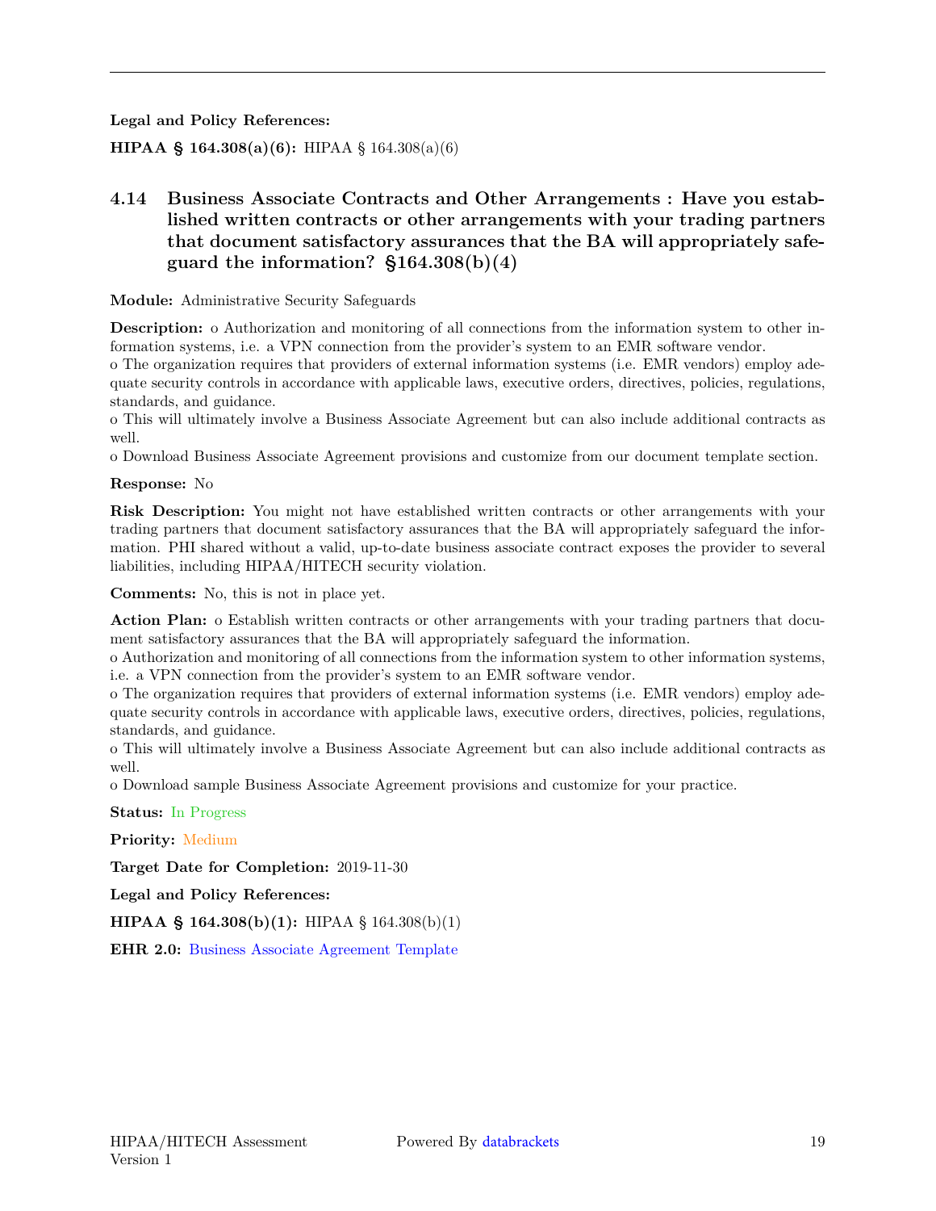**Legal and Policy References:**

**HIPAA § 164.308(a)(6):** HIPAA § 164.308(a)(6)

### 4.14 Business Associate Contracts and Other Arrangements : Have you established written contracts or other arrangements with your trading partners that document satisfactory assurances that the BA will appropriately safeguard the information? §164.308(b)(4)

**Module:** Administrative Security Safeguards

**Description:** o Authorization and monitoring of all connections from the information system to other information systems, i.e. a VPN connection from the provider's system to an EMR software vendor.
o The organization requires that providers of external information systems (i.e. EMR vendors) employ adequate security controls in accordance with applicable laws, executive orders, directives, policies, regulations, standards, and guidance.
o This will ultimately involve a Business Associate Agreement but can also include additional contracts as well.
o Download Business Associate Agreement provisions and customize from our document template section.

**Response:** No

**Risk Description:** You might not have established written contracts or other arrangements with your trading partners that document satisfactory assurances that the BA will appropriately safeguard the information. PHI shared without a valid, up-to-date business associate contract exposes the provider to several liabilities, including HIPAA/HITECH security violation.

**Comments:** No, this is not in place yet.

**Action Plan:** o Establish written contracts or other arrangements with your trading partners that document satisfactory assurances that the BA will appropriately safeguard the information.
o Authorization and monitoring of all connections from the information system to other information systems, i.e. a VPN connection from the provider's system to an EMR software vendor.
o The organization requires that providers of external information systems (i.e. EMR vendors) employ adequate security controls in accordance with applicable laws, executive orders, directives, policies, regulations, standards, and guidance.
o This will ultimately involve a Business Associate Agreement but can also include additional contracts as well.
o Download sample Business Associate Agreement provisions and customize for your practice.

**Status:** In Progress

**Priority:** Medium

**Target Date for Completion:** 2019-11-30

**Legal and Policy References:**

**HIPAA § 164.308(b)(1):** HIPAA § 164.308(b)(1)

**EHR 2.0:** Business Associate Agreement Template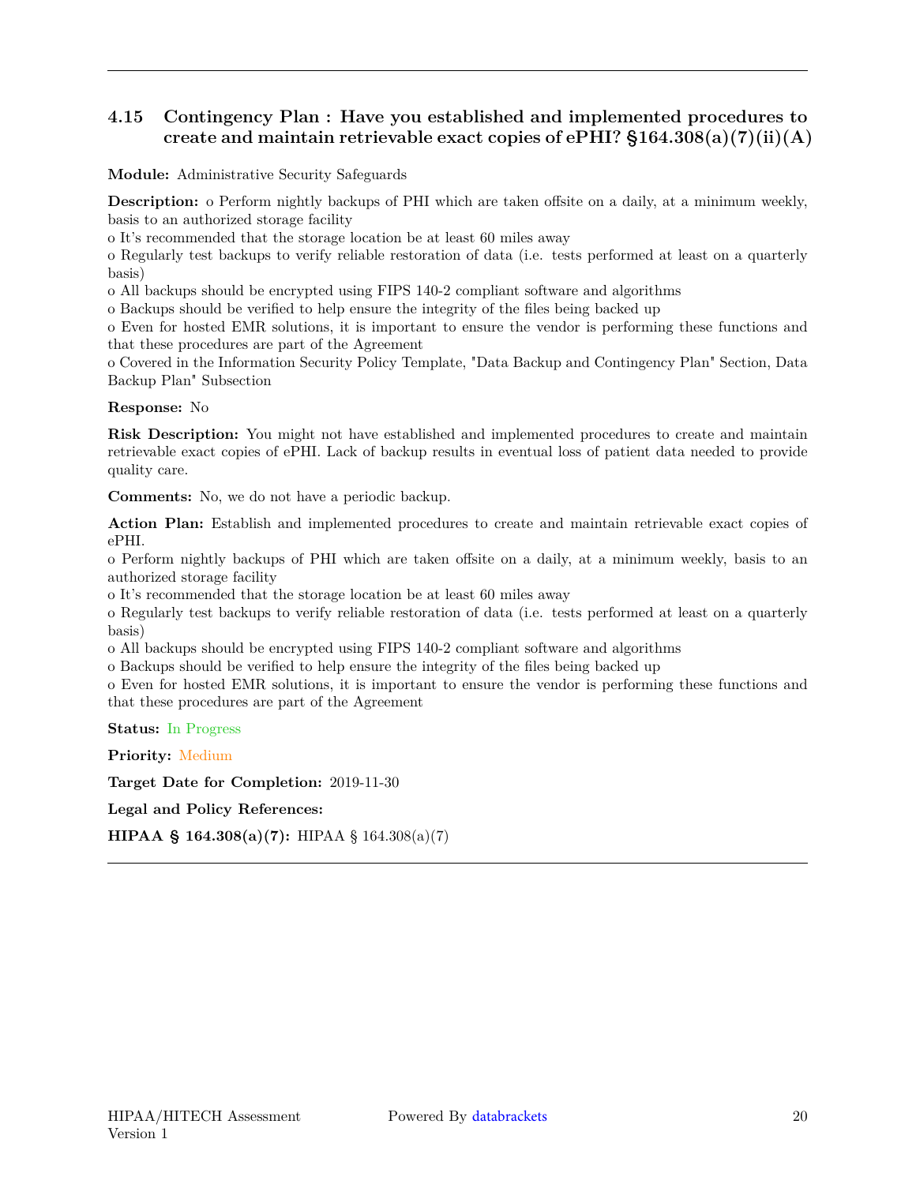---

### 4.15 Contingency Plan : Have you established and implemented procedures to create and maintain retrievable exact copies of ePHI? §164.308(a)(7)(ii)(A)

**Module:** Administrative Security Safeguards

**Description:** o Perform nightly backups of PHI which are taken offsite on a daily, at a minimum weekly, basis to an authorized storage facility
o It's recommended that the storage location be at least 60 miles away
o Regularly test backups to verify reliable restoration of data (i.e. tests performed at least on a quarterly basis)
o All backups should be encrypted using FIPS 140-2 compliant software and algorithms
o Backups should be verified to help ensure the integrity of the files being backed up
o Even for hosted EMR solutions, it is important to ensure the vendor is performing these functions and that these procedures are part of the Agreement
o Covered in the Information Security Policy Template, "Data Backup and Contingency Plan" Section, Data Backup Plan" Subsection

**Response:** No

**Risk Description:** You might not have established and implemented procedures to create and maintain retrievable exact copies of ePHI. Lack of backup results in eventual loss of patient data needed to provide quality care.

**Comments:** No, we do not have a periodic backup.

**Action Plan:** Establish and implemented procedures to create and maintain retrievable exact copies of ePHI.
o Perform nightly backups of PHI which are taken offsite on a daily, at a minimum weekly, basis to an authorized storage facility
o It's recommended that the storage location be at least 60 miles away
o Regularly test backups to verify reliable restoration of data (i.e. tests performed at least on a quarterly basis)
o All backups should be encrypted using FIPS 140-2 compliant software and algorithms
o Backups should be verified to help ensure the integrity of the files being backed up
o Even for hosted EMR solutions, it is important to ensure the vendor is performing these functions and that these procedures are part of the Agreement

**Status:** In Progress

**Priority:** Medium

**Target Date for Completion:** 2019-11-30

**Legal and Policy References:**

**HIPAA § 164.308(a)(7):** HIPAA § 164.308(a)(7)

---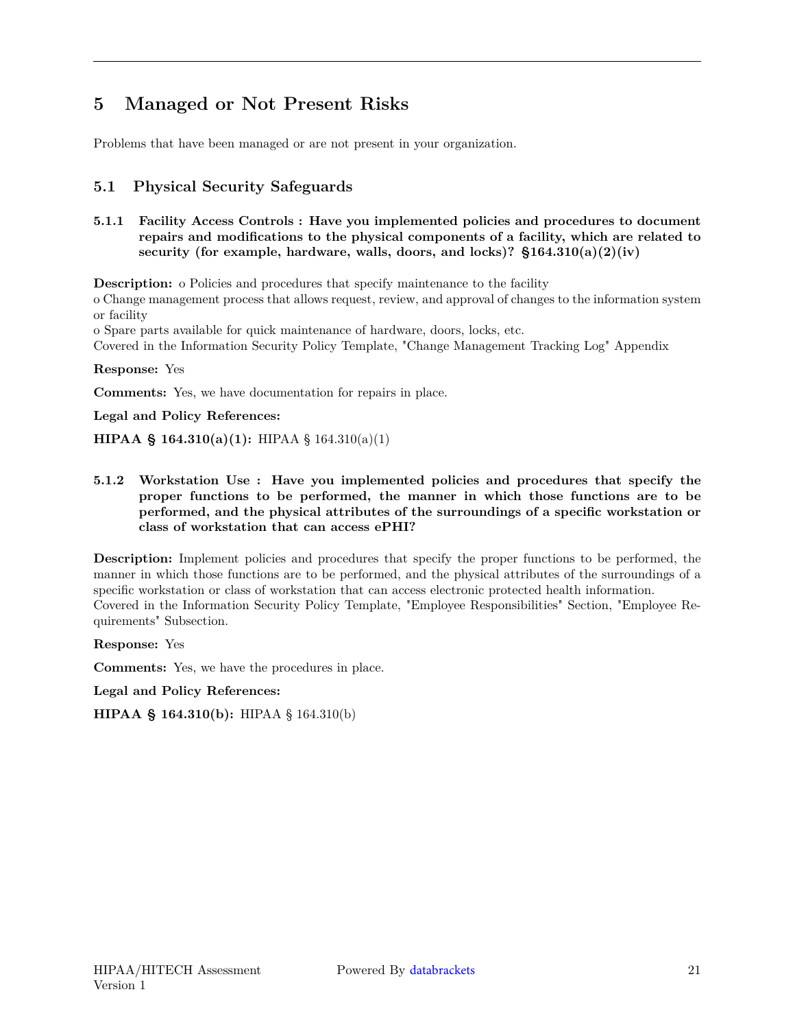# 5 Managed or Not Present Risks

Problems that have been managed or are not present in your organization.

## 5.1 Physical Security Safeguards

### 5.1.1 Facility Access Controls : Have you implemented policies and procedures to document repairs and modifications to the physical components of a facility, which are related to security (for example, hardware, walls, doors, and locks)? §164.310(a)(2)(iv)

**Description:** o Policies and procedures that specify maintenance to the facility
o Change management process that allows request, review, and approval of changes to the information system or facility
o Spare parts available for quick maintenance of hardware, doors, locks, etc.
Covered in the Information Security Policy Template, "Change Management Tracking Log" Appendix

**Response:** Yes

**Comments:** Yes, we have documentation for repairs in place.

**Legal and Policy References:**

**HIPAA § 164.310(a)(1):** HIPAA § 164.310(a)(1)

### 5.1.2 Workstation Use : Have you implemented policies and procedures that specify the proper functions to be performed, the manner in which those functions are to be performed, and the physical attributes of the surroundings of a specific workstation or class of workstation that can access ePHI?

**Description:** Implement policies and procedures that specify the proper functions to be performed, the manner in which those functions are to be performed, and the physical attributes of the surroundings of a specific workstation or class of workstation that can access electronic protected health information.
Covered in the Information Security Policy Template, "Employee Responsibilities" Section, "Employee Requirements" Subsection.

**Response:** Yes

**Comments:** Yes, we have the procedures in place.

**Legal and Policy References:**

**HIPAA § 164.310(b):** HIPAA § 164.310(b)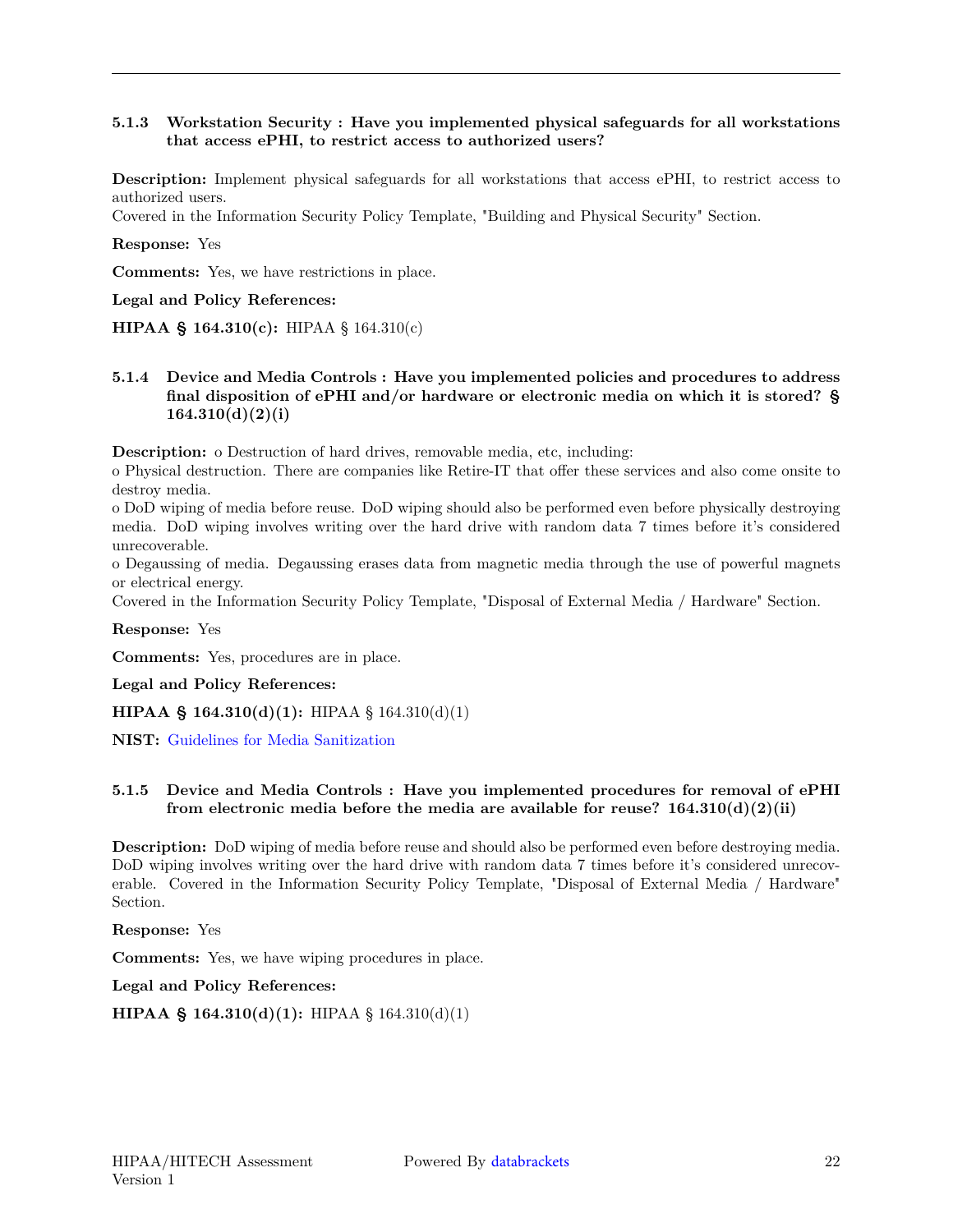### 5.1.3 Workstation Security : Have you implemented physical safeguards for all workstations that access ePHI, to restrict access to authorized users?

**Description:** Implement physical safeguards for all workstations that access ePHI, to restrict access to authorized users.
Covered in the Information Security Policy Template, "Building and Physical Security" Section.

**Response:** Yes

**Comments:** Yes, we have restrictions in place.

**Legal and Policy References:**

**HIPAA § 164.310(c):** HIPAA § 164.310(c)

### 5.1.4 Device and Media Controls : Have you implemented policies and procedures to address final disposition of ePHI and/or hardware or electronic media on which it is stored? § 164.310(d)(2)(i)

**Description:** o Destruction of hard drives, removable media, etc, including:
o Physical destruction. There are companies like Retire-IT that offer these services and also come onsite to destroy media.
o DoD wiping of media before reuse. DoD wiping should also be performed even before physically destroying media. DoD wiping involves writing over the hard drive with random data 7 times before it's considered unrecoverable.
o Degaussing of media. Degaussing erases data from magnetic media through the use of powerful magnets or electrical energy.
Covered in the Information Security Policy Template, "Disposal of External Media / Hardware" Section.

**Response:** Yes

**Comments:** Yes, procedures are in place.

**Legal and Policy References:**

**HIPAA § 164.310(d)(1):** HIPAA § 164.310(d)(1)

**NIST:** Guidelines for Media Sanitization

### 5.1.5 Device and Media Controls : Have you implemented procedures for removal of ePHI from electronic media before the media are available for reuse? 164.310(d)(2)(ii)

**Description:** DoD wiping of media before reuse and should also be performed even before destroying media. DoD wiping involves writing over the hard drive with random data 7 times before it's considered unrecoverable. Covered in the Information Security Policy Template, "Disposal of External Media / Hardware" Section.

**Response:** Yes

**Comments:** Yes, we have wiping procedures in place.

**Legal and Policy References:**

**HIPAA § 164.310(d)(1):** HIPAA § 164.310(d)(1)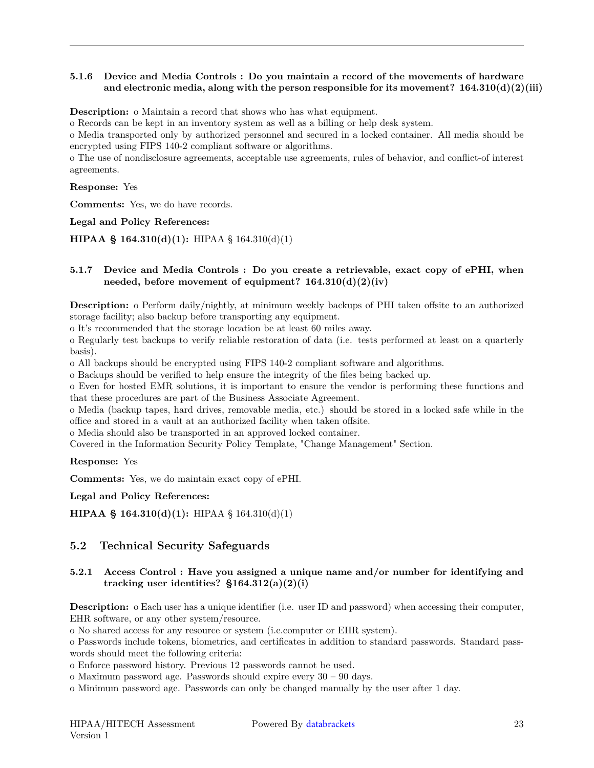#### 5.1.6 Device and Media Controls : Do you maintain a record of the movements of hardware and electronic media, along with the person responsible for its movement? 164.310(d)(2)(iii)

**Description:** o Maintain a record that shows who has what equipment.
o Records can be kept in an inventory system as well as a billing or help desk system.
o Media transported only by authorized personnel and secured in a locked container. All media should be encrypted using FIPS 140-2 compliant software or algorithms.
o The use of nondisclosure agreements, acceptable use agreements, rules of behavior, and conflict-of interest agreements.

**Response:** Yes

**Comments:** Yes, we do have records.

**Legal and Policy References:**

**HIPAA § 164.310(d)(1):** HIPAA § 164.310(d)(1)

#### 5.1.7 Device and Media Controls : Do you create a retrievable, exact copy of ePHI, when needed, before movement of equipment? 164.310(d)(2)(iv)

**Description:** o Perform daily/nightly, at minimum weekly backups of PHI taken offsite to an authorized storage facility; also backup before transporting any equipment.
o It's recommended that the storage location be at least 60 miles away.
o Regularly test backups to verify reliable restoration of data (i.e. tests performed at least on a quarterly basis).
o All backups should be encrypted using FIPS 140-2 compliant software and algorithms.
o Backups should be verified to help ensure the integrity of the files being backed up.
o Even for hosted EMR solutions, it is important to ensure the vendor is performing these functions and that these procedures are part of the Business Associate Agreement.
o Media (backup tapes, hard drives, removable media, etc.) should be stored in a locked safe while in the office and stored in a vault at an authorized facility when taken offsite.
o Media should also be transported in an approved locked container.
Covered in the Information Security Policy Template, "Change Management" Section.

**Response:** Yes

**Comments:** Yes, we do maintain exact copy of ePHI.

**Legal and Policy References:**

**HIPAA § 164.310(d)(1):** HIPAA § 164.310(d)(1)

### 5.2 Technical Security Safeguards

#### 5.2.1 Access Control : Have you assigned a unique name and/or number for identifying and tracking user identities? §164.312(a)(2)(i)

**Description:** o Each user has a unique identifier (i.e. user ID and password) when accessing their computer, EHR software, or any other system/resource.
o No shared access for any resource or system (i.e.computer or EHR system).
o Passwords include tokens, biometrics, and certificates in addition to standard passwords. Standard passwords should meet the following criteria:
o Enforce password history. Previous 12 passwords cannot be used.
o Maximum password age. Passwords should expire every 30 – 90 days.
o Minimum password age. Passwords can only be changed manually by the user after 1 day.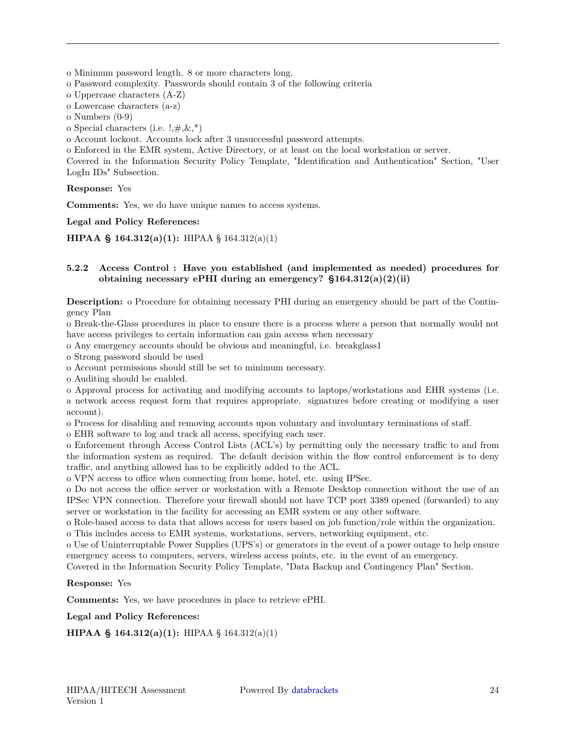o Minimum password length. 8 or more characters long.
o Password complexity. Passwords should contain 3 of the following criteria
o Uppercase characters (A-Z)
o Lowercase characters (a-z)
o Numbers (0-9)
o Special characters (i.e. !,#,&,*)
o Account lockout. Accounts lock after 3 unsuccessful password attempts.
o Enforced in the EMR system, Active Directory, or at least on the local workstation or server.
Covered in the Information Security Policy Template, "Identification and Authentication" Section, "User LogIn IDs" Subsection.

**Response:** Yes

**Comments:** Yes, we do have unique names to access systems.

**Legal and Policy References:**

**HIPAA § 164.312(a)(1):** HIPAA § 164.312(a)(1)

### 5.2.2 Access Control : Have you established (and implemented as needed) procedures for obtaining necessary ePHI during an emergency? §164.312(a)(2)(ii)

**Description:** o Procedure for obtaining necessary PHI during an emergency should be part of the Contingency Plan
o Break-the-Glass procedures in place to ensure there is a process where a person that normally would not have access privileges to certain information can gain access when necessary
o Any emergency accounts should be obvious and meaningful, i.e. breakglass1
o Strong password should be used
o Account permissions should still be set to minimum necessary.
o Auditing should be enabled.
o Approval process for activating and modifying accounts to laptops/workstations and EHR systems (i.e. a network access request form that requires appropriate. signatures before creating or modifying a user account).
o Process for disabling and removing accounts upon voluntary and involuntary terminations of staff.
o EHR software to log and track all access, specifying each user.
o Enforcement through Access Control Lists (ACL's) by permitting only the necessary traffic to and from the information system as required. The default decision within the flow control enforcement is to deny traffic, and anything allowed has to be explicitly added to the ACL.
o VPN access to office when connecting from home, hotel, etc. using IPSec.
o Do not access the office server or workstation with a Remote Desktop connection without the use of an IPSec VPN connection. Therefore your firewall should not have TCP port 3389 opened (forwarded) to any server or workstation in the facility for accessing an EMR system or any other software.
o Role-based access to data that allows access for users based on job function/role within the organization.
o This includes access to EMR systems, workstations, servers, networking equipment, etc.
o Use of Uninterruptable Power Supplies (UPS's) or generators in the event of a power outage to help ensure emergency access to computers, servers, wireless access points, etc. in the event of an emergency.
Covered in the Information Security Policy Template, "Data Backup and Contingency Plan" Section.

**Response:** Yes

**Comments:** Yes, we have procedures in place to retrieve ePHI.

**Legal and Policy References:**

**HIPAA § 164.312(a)(1):** HIPAA § 164.312(a)(1)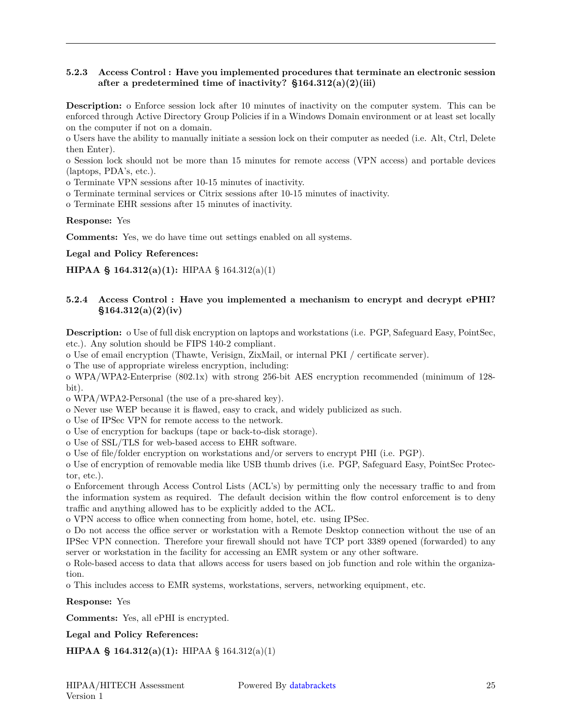### 5.2.3 Access Control : Have you implemented procedures that terminate an electronic session after a predetermined time of inactivity? §164.312(a)(2)(iii)

**Description:** o Enforce session lock after 10 minutes of inactivity on the computer system. This can be enforced through Active Directory Group Policies if in a Windows Domain environment or at least set locally on the computer if not on a domain.

o Users have the ability to manually initiate a session lock on their computer as needed (i.e. Alt, Ctrl, Delete then Enter).

o Session lock should not be more than 15 minutes for remote access (VPN access) and portable devices (laptops, PDA's, etc.).

o Terminate VPN sessions after 10-15 minutes of inactivity.

o Terminate terminal services or Citrix sessions after 10-15 minutes of inactivity.

o Terminate EHR sessions after 15 minutes of inactivity.

**Response:** Yes

**Comments:** Yes, we do have time out settings enabled on all systems.

**Legal and Policy References:**

**HIPAA § 164.312(a)(1):** HIPAA § 164.312(a)(1)

### 5.2.4 Access Control : Have you implemented a mechanism to encrypt and decrypt ePHI? §164.312(a)(2)(iv)

**Description:** o Use of full disk encryption on laptops and workstations (i.e. PGP, Safeguard Easy, PointSec, etc.). Any solution should be FIPS 140-2 compliant.

o Use of email encryption (Thawte, Verisign, ZixMail, or internal PKI / certificate server).

o The use of appropriate wireless encryption, including:

o WPA/WPA2-Enterprise (802.1x) with strong 256-bit AES encryption recommended (minimum of 128-bit).

o WPA/WPA2-Personal (the use of a pre-shared key).

o Never use WEP because it is flawed, easy to crack, and widely publicized as such.

o Use of IPSec VPN for remote access to the network.

o Use of encryption for backups (tape or back-to-disk storage).

o Use of SSL/TLS for web-based access to EHR software.

o Use of file/folder encryption on workstations and/or servers to encrypt PHI (i.e. PGP).

o Use of encryption of removable media like USB thumb drives (i.e. PGP, Safeguard Easy, PointSec Protector, etc.).

o Enforcement through Access Control Lists (ACL's) by permitting only the necessary traffic to and from the information system as required. The default decision within the flow control enforcement is to deny traffic and anything allowed has to be explicitly added to the ACL.

o VPN access to office when connecting from home, hotel, etc. using IPSec.

o Do not access the office server or workstation with a Remote Desktop connection without the use of an IPSec VPN connection. Therefore your firewall should not have TCP port 3389 opened (forwarded) to any server or workstation in the facility for accessing an EMR system or any other software.

o Role-based access to data that allows access for users based on job function and role within the organization.

o This includes access to EMR systems, workstations, servers, networking equipment, etc.

**Response:** Yes

**Comments:** Yes, all ePHI is encrypted.

**Legal and Policy References:**

**HIPAA § 164.312(a)(1):** HIPAA § 164.312(a)(1)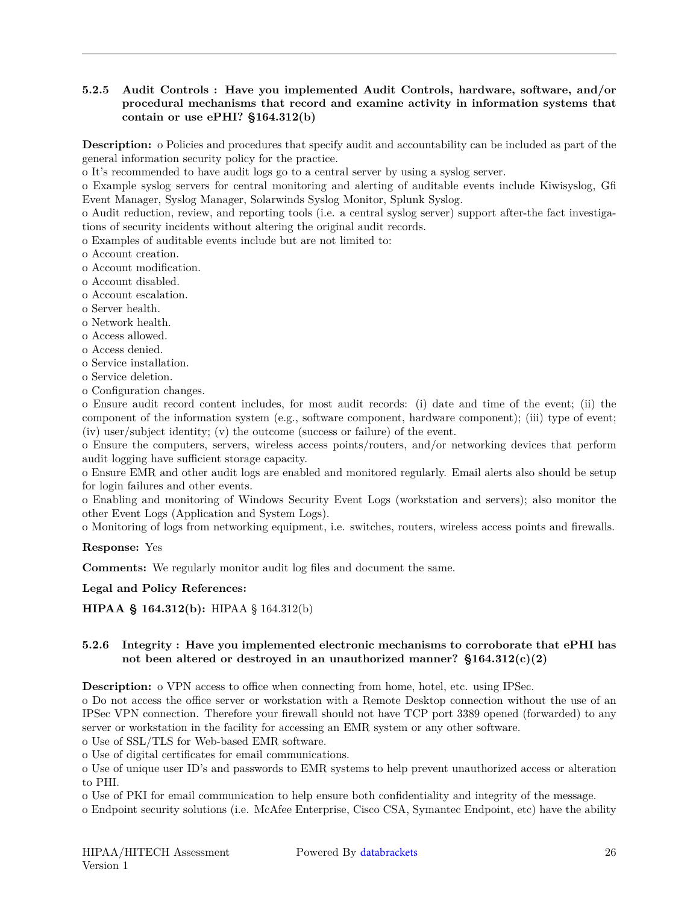### 5.2.5 Audit Controls : Have you implemented Audit Controls, hardware, software, and/or procedural mechanisms that record and examine activity in information systems that contain or use ePHI? §164.312(b)

**Description:** o Policies and procedures that specify audit and accountability can be included as part of the general information security policy for the practice.

o It's recommended to have audit logs go to a central server by using a syslog server.

o Example syslog servers for central monitoring and alerting of auditable events include Kiwisyslog, Gfi Event Manager, Syslog Manager, Solarwinds Syslog Monitor, Splunk Syslog.

o Audit reduction, review, and reporting tools (i.e. a central syslog server) support after-the fact investigations of security incidents without altering the original audit records.

o Examples of auditable events include but are not limited to:

o Account creation.

o Account modification.

o Account disabled.

o Account escalation.

o Server health.

o Network health.

o Access allowed.

o Access denied.

o Service installation.

o Service deletion.

o Configuration changes.

o Ensure audit record content includes, for most audit records: (i) date and time of the event; (ii) the component of the information system (e.g., software component, hardware component); (iii) type of event; (iv) user/subject identity; (v) the outcome (success or failure) of the event.

o Ensure the computers, servers, wireless access points/routers, and/or networking devices that perform audit logging have sufficient storage capacity.

o Ensure EMR and other audit logs are enabled and monitored regularly. Email alerts also should be setup for login failures and other events.

o Enabling and monitoring of Windows Security Event Logs (workstation and servers); also monitor the other Event Logs (Application and System Logs).

o Monitoring of logs from networking equipment, i.e. switches, routers, wireless access points and firewalls.

**Response:** Yes

**Comments:** We regularly monitor audit log files and document the same.

**Legal and Policy References:**

**HIPAA § 164.312(b):** HIPAA § 164.312(b)

### 5.2.6 Integrity : Have you implemented electronic mechanisms to corroborate that ePHI has not been altered or destroyed in an unauthorized manner? §164.312(c)(2)

**Description:** o VPN access to office when connecting from home, hotel, etc. using IPSec.

o Do not access the office server or workstation with a Remote Desktop connection without the use of an IPSec VPN connection. Therefore your firewall should not have TCP port 3389 opened (forwarded) to any server or workstation in the facility for accessing an EMR system or any other software.

o Use of SSL/TLS for Web-based EMR software.

o Use of digital certificates for email communications.

o Use of unique user ID's and passwords to EMR systems to help prevent unauthorized access or alteration to PHI.

o Use of PKI for email communication to help ensure both confidentiality and integrity of the message.

o Endpoint security solutions (i.e. McAfee Enterprise, Cisco CSA, Symantec Endpoint, etc) have the ability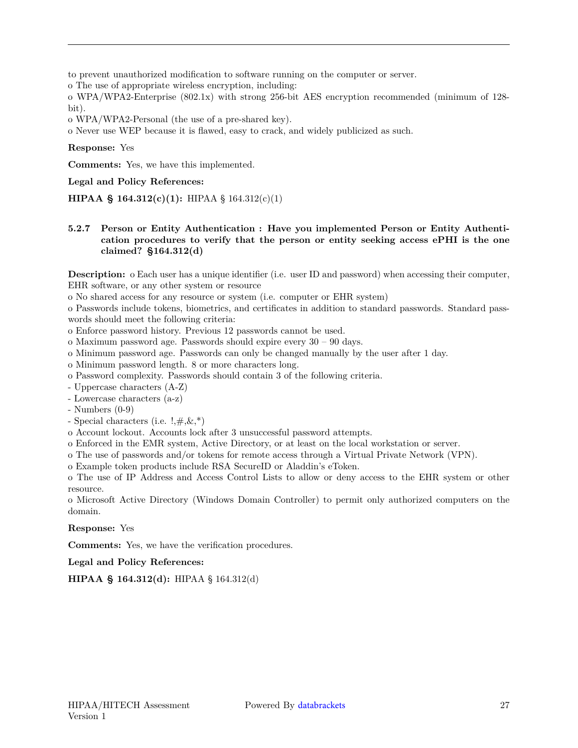to prevent unauthorized modification to software running on the computer or server.

o The use of appropriate wireless encryption, including:

o WPA/WPA2-Enterprise (802.1x) with strong 256-bit AES encryption recommended (minimum of 128-bit).

o WPA/WPA2-Personal (the use of a pre-shared key).

o Never use WEP because it is flawed, easy to crack, and widely publicized as such.

**Response:** Yes

**Comments:** Yes, we have this implemented.

**Legal and Policy References:**

**HIPAA § 164.312(c)(1):** HIPAA § 164.312(c)(1)

### 5.2.7 Person or Entity Authentication : Have you implemented Person or Entity Authentication procedures to verify that the person or entity seeking access ePHI is the one claimed? §164.312(d)

**Description:** o Each user has a unique identifier (i.e. user ID and password) when accessing their computer, EHR software, or any other system or resource

o No shared access for any resource or system (i.e. computer or EHR system)

o Passwords include tokens, biometrics, and certificates in addition to standard passwords. Standard passwords should meet the following criteria:

o Enforce password history. Previous 12 passwords cannot be used.

o Maximum password age. Passwords should expire every 30 – 90 days.

o Minimum password age. Passwords can only be changed manually by the user after 1 day.

o Minimum password length. 8 or more characters long.

o Password complexity. Passwords should contain 3 of the following criteria.

- Uppercase characters (A-Z)
- Lowercase characters (a-z)
- Numbers (0-9)
- Special characters (i.e. !,#,&,*)

o Account lockout. Accounts lock after 3 unsuccessful password attempts.

o Enforced in the EMR system, Active Directory, or at least on the local workstation or server.

o The use of passwords and/or tokens for remote access through a Virtual Private Network (VPN).

o Example token products include RSA SecureID or Aladdin's eToken.

o The use of IP Address and Access Control Lists to allow or deny access to the EHR system or other resource.

o Microsoft Active Directory (Windows Domain Controller) to permit only authorized computers on the domain.

**Response:** Yes

**Comments:** Yes, we have the verification procedures.

**Legal and Policy References:**

**HIPAA § 164.312(d):** HIPAA § 164.312(d)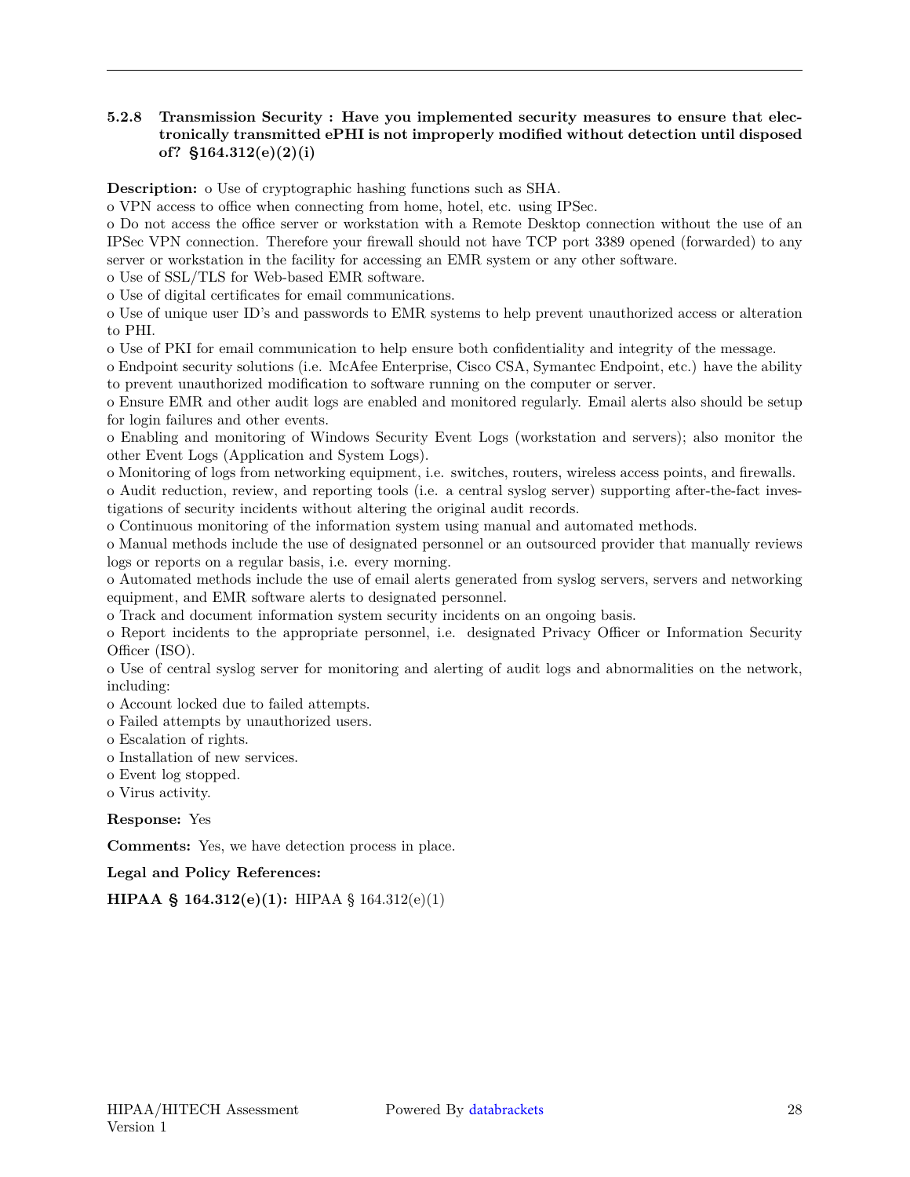### 5.2.8 Transmission Security : Have you implemented security measures to ensure that electronically transmitted ePHI is not improperly modified without detection until disposed of? §164.312(e)(2)(i)

**Description:** o Use of cryptographic hashing functions such as SHA.
o VPN access to office when connecting from home, hotel, etc. using IPSec.
o Do not access the office server or workstation with a Remote Desktop connection without the use of an IPSec VPN connection. Therefore your firewall should not have TCP port 3389 opened (forwarded) to any server or workstation in the facility for accessing an EMR system or any other software.
o Use of SSL/TLS for Web-based EMR software.
o Use of digital certificates for email communications.
o Use of unique user ID's and passwords to EMR systems to help prevent unauthorized access or alteration to PHI.
o Use of PKI for email communication to help ensure both confidentiality and integrity of the message.
o Endpoint security solutions (i.e. McAfee Enterprise, Cisco CSA, Symantec Endpoint, etc.) have the ability to prevent unauthorized modification to software running on the computer or server.
o Ensure EMR and other audit logs are enabled and monitored regularly. Email alerts also should be setup for login failures and other events.
o Enabling and monitoring of Windows Security Event Logs (workstation and servers); also monitor the other Event Logs (Application and System Logs).
o Monitoring of logs from networking equipment, i.e. switches, routers, wireless access points, and firewalls.
o Audit reduction, review, and reporting tools (i.e. a central syslog server) supporting after-the-fact investigations of security incidents without altering the original audit records.
o Continuous monitoring of the information system using manual and automated methods.
o Manual methods include the use of designated personnel or an outsourced provider that manually reviews logs or reports on a regular basis, i.e. every morning.
o Automated methods include the use of email alerts generated from syslog servers, servers and networking equipment, and EMR software alerts to designated personnel.
o Track and document information system security incidents on an ongoing basis.
o Report incidents to the appropriate personnel, i.e. designated Privacy Officer or Information Security Officer (ISO).
o Use of central syslog server for monitoring and alerting of audit logs and abnormalities on the network, including:
o Account locked due to failed attempts.
o Failed attempts by unauthorized users.
o Escalation of rights.
o Installation of new services.
o Event log stopped.
o Virus activity.

**Response:** Yes

**Comments:** Yes, we have detection process in place.

**Legal and Policy References:**

**HIPAA § 164.312(e)(1):** HIPAA § 164.312(e)(1)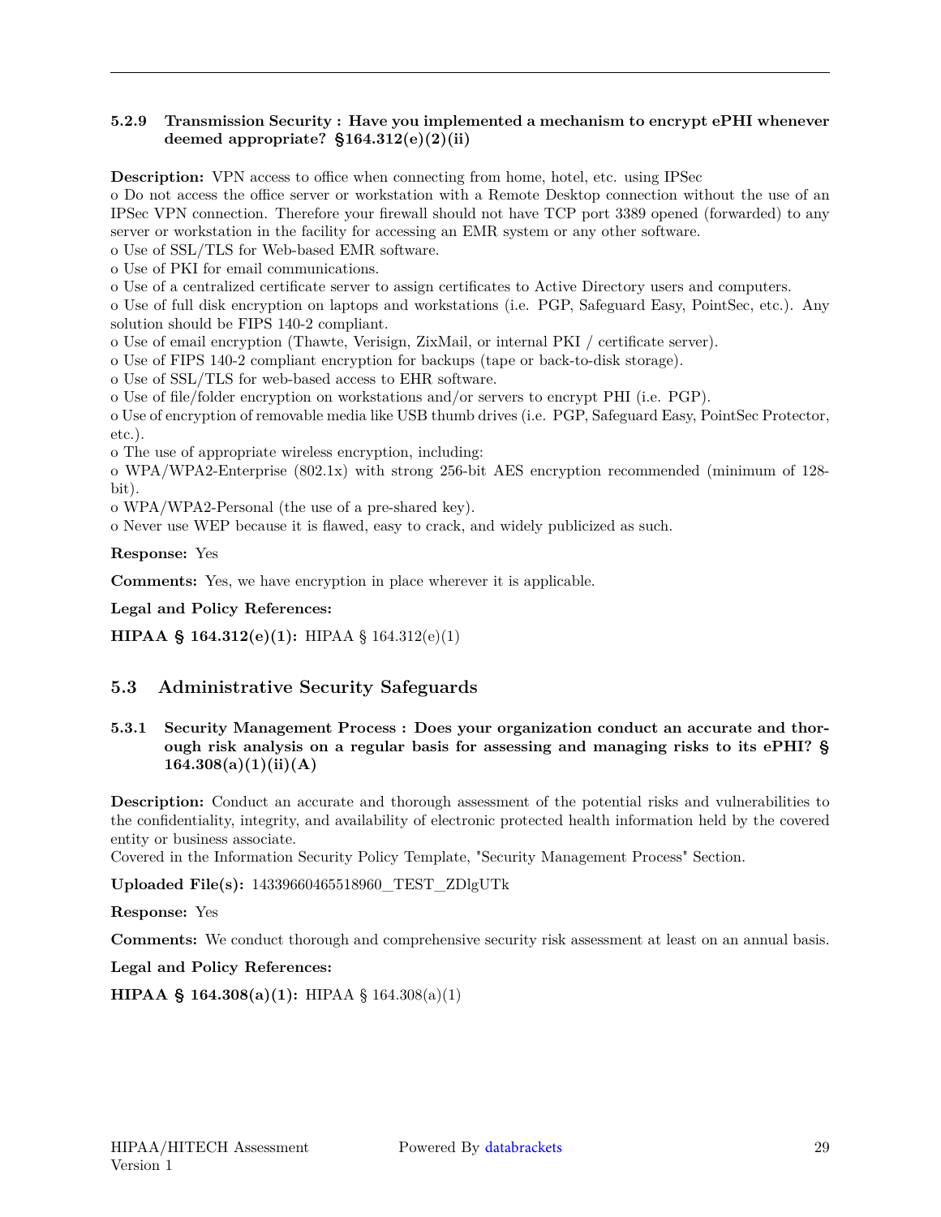#### 5.2.9 Transmission Security : Have you implemented a mechanism to encrypt ePHI whenever deemed appropriate? §164.312(e)(2)(ii)

**Description:** VPN access to office when connecting from home, hotel, etc. using IPSec
o Do not access the office server or workstation with a Remote Desktop connection without the use of an IPSec VPN connection. Therefore your firewall should not have TCP port 3389 opened (forwarded) to any server or workstation in the facility for accessing an EMR system or any other software.
o Use of SSL/TLS for Web-based EMR software.
o Use of PKI for email communications.
o Use of a centralized certificate server to assign certificates to Active Directory users and computers.
o Use of full disk encryption on laptops and workstations (i.e. PGP, Safeguard Easy, PointSec, etc.). Any solution should be FIPS 140-2 compliant.
o Use of email encryption (Thawte, Verisign, ZixMail, or internal PKI / certificate server).
o Use of FIPS 140-2 compliant encryption for backups (tape or back-to-disk storage).
o Use of SSL/TLS for web-based access to EHR software.
o Use of file/folder encryption on workstations and/or servers to encrypt PHI (i.e. PGP).
o Use of encryption of removable media like USB thumb drives (i.e. PGP, Safeguard Easy, PointSec Protector, etc.).
o The use of appropriate wireless encryption, including:
o WPA/WPA2-Enterprise (802.1x) with strong 256-bit AES encryption recommended (minimum of 128-bit).
o WPA/WPA2-Personal (the use of a pre-shared key).
o Never use WEP because it is flawed, easy to crack, and widely publicized as such.

**Response:** Yes

**Comments:** Yes, we have encryption in place wherever it is applicable.

**Legal and Policy References:**

**HIPAA § 164.312(e)(1):** HIPAA § 164.312(e)(1)

### 5.3 Administrative Security Safeguards

#### 5.3.1 Security Management Process : Does your organization conduct an accurate and thorough risk analysis on a regular basis for assessing and managing risks to its ePHI? § 164.308(a)(1)(ii)(A)

**Description:** Conduct an accurate and thorough assessment of the potential risks and vulnerabilities to the confidentiality, integrity, and availability of electronic protected health information held by the covered entity or business associate.
Covered in the Information Security Policy Template, "Security Management Process" Section.

**Uploaded File(s):** 14339660465518960_TEST_ZDlgUTk

**Response:** Yes

**Comments:** We conduct thorough and comprehensive security risk assessment at least on an annual basis.

**Legal and Policy References:**

**HIPAA § 164.308(a)(1):** HIPAA § 164.308(a)(1)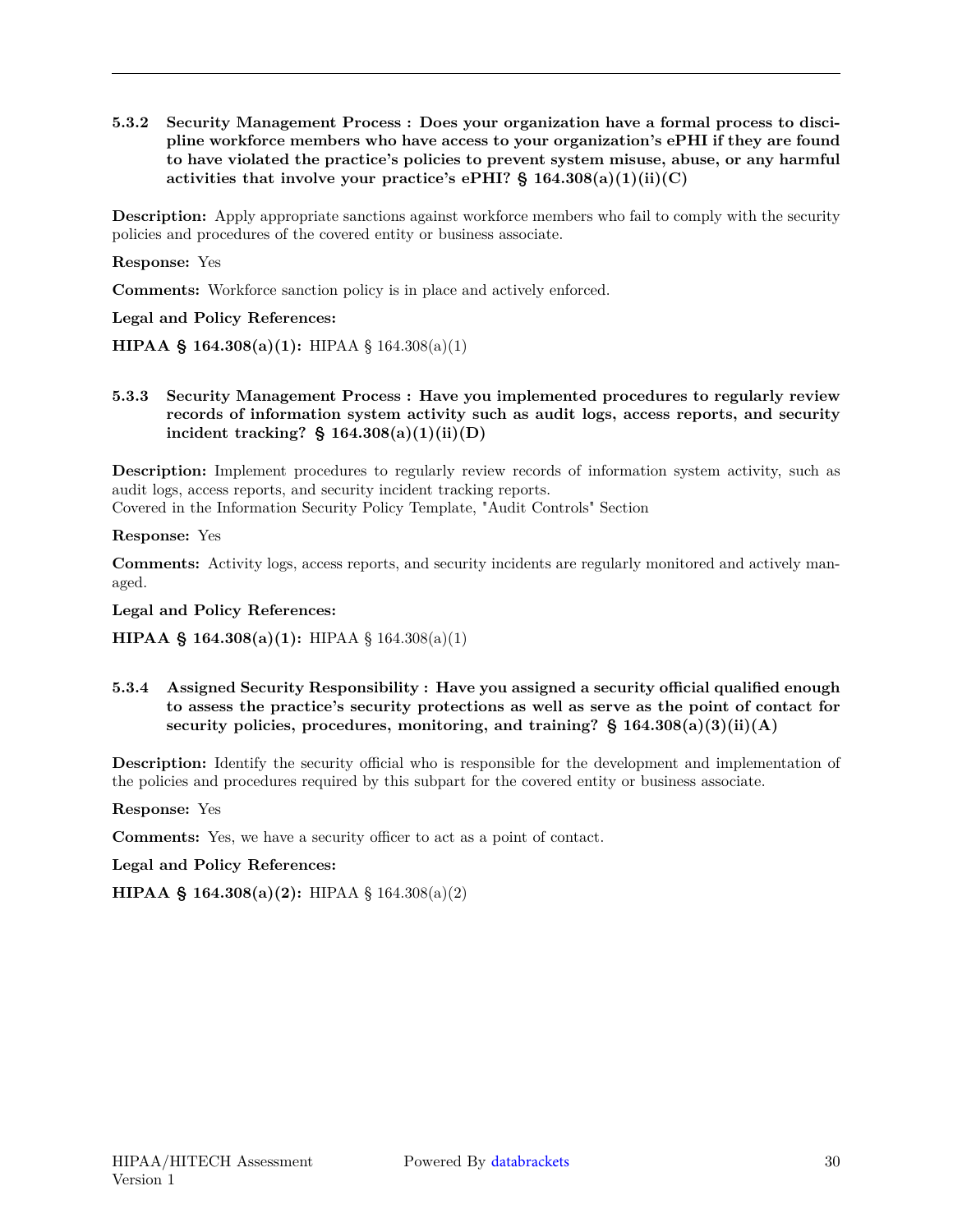### 5.3.2 Security Management Process : Does your organization have a formal process to discipline workforce members who have access to your organization's ePHI if they are found to have violated the practice's policies to prevent system misuse, abuse, or any harmful activities that involve your practice's ePHI? § 164.308(a)(1)(ii)(C)

**Description:** Apply appropriate sanctions against workforce members who fail to comply with the security policies and procedures of the covered entity or business associate.

**Response:** Yes

**Comments:** Workforce sanction policy is in place and actively enforced.

**Legal and Policy References:**

**HIPAA § 164.308(a)(1):** HIPAA § 164.308(a)(1)

### 5.3.3 Security Management Process : Have you implemented procedures to regularly review records of information system activity such as audit logs, access reports, and security incident tracking? § 164.308(a)(1)(ii)(D)

**Description:** Implement procedures to regularly review records of information system activity, such as audit logs, access reports, and security incident tracking reports.
Covered in the Information Security Policy Template, "Audit Controls" Section

**Response:** Yes

**Comments:** Activity logs, access reports, and security incidents are regularly monitored and actively managed.

**Legal and Policy References:**

**HIPAA § 164.308(a)(1):** HIPAA § 164.308(a)(1)

### 5.3.4 Assigned Security Responsibility : Have you assigned a security official qualified enough to assess the practice's security protections as well as serve as the point of contact for security policies, procedures, monitoring, and training? § 164.308(a)(3)(ii)(A)

**Description:** Identify the security official who is responsible for the development and implementation of the policies and procedures required by this subpart for the covered entity or business associate.

**Response:** Yes

**Comments:** Yes, we have a security officer to act as a point of contact.

**Legal and Policy References:**

**HIPAA § 164.308(a)(2):** HIPAA § 164.308(a)(2)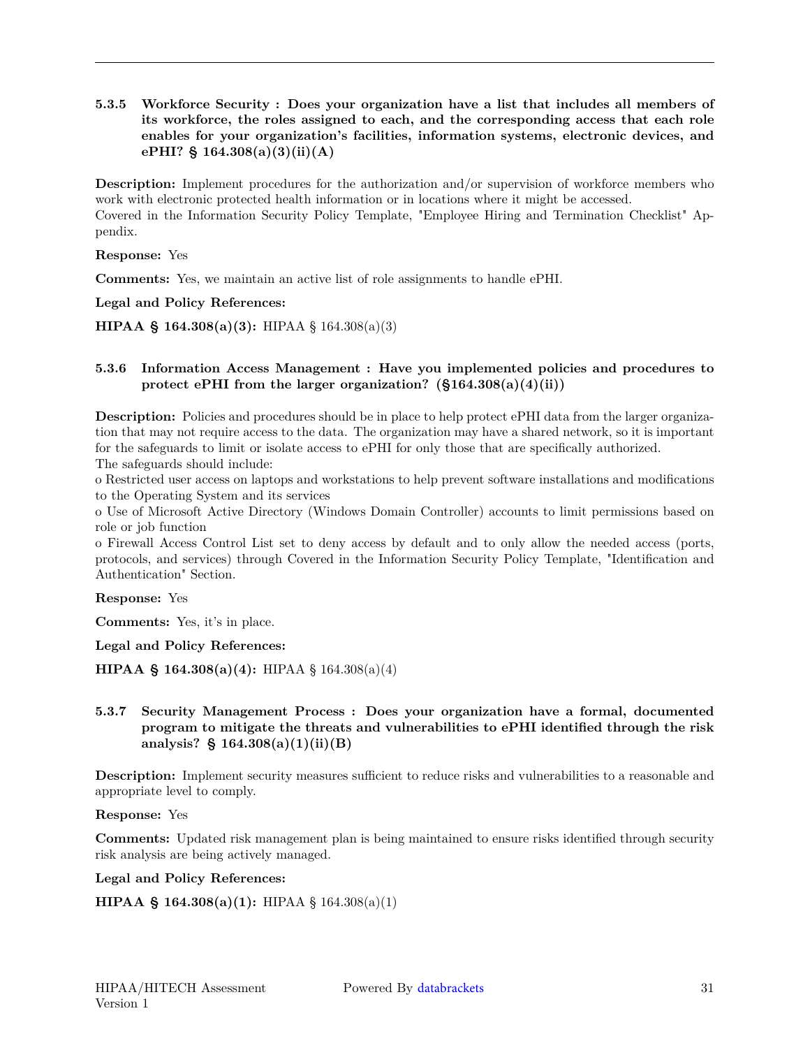### 5.3.5 Workforce Security : Does your organization have a list that includes all members of its workforce, the roles assigned to each, and the corresponding access that each role enables for your organization's facilities, information systems, electronic devices, and ePHI? § 164.308(a)(3)(ii)(A)

**Description:** Implement procedures for the authorization and/or supervision of workforce members who work with electronic protected health information or in locations where it might be accessed.
Covered in the Information Security Policy Template, "Employee Hiring and Termination Checklist" Appendix.

**Response:** Yes

**Comments:** Yes, we maintain an active list of role assignments to handle ePHI.

**Legal and Policy References:**

**HIPAA § 164.308(a)(3):** HIPAA § 164.308(a)(3)

### 5.3.6 Information Access Management : Have you implemented policies and procedures to protect ePHI from the larger organization? (§164.308(a)(4)(ii))

**Description:** Policies and procedures should be in place to help protect ePHI data from the larger organization that may not require access to the data. The organization may have a shared network, so it is important for the safeguards to limit or isolate access to ePHI for only those that are specifically authorized.
The safeguards should include:
o Restricted user access on laptops and workstations to help prevent software installations and modifications to the Operating System and its services
o Use of Microsoft Active Directory (Windows Domain Controller) accounts to limit permissions based on role or job function
o Firewall Access Control List set to deny access by default and to only allow the needed access (ports, protocols, and services) through Covered in the Information Security Policy Template, "Identification and Authentication" Section.

**Response:** Yes

**Comments:** Yes, it's in place.

**Legal and Policy References:**

**HIPAA § 164.308(a)(4):** HIPAA § 164.308(a)(4)

### 5.3.7 Security Management Process : Does your organization have a formal, documented program to mitigate the threats and vulnerabilities to ePHI identified through the risk analysis? § 164.308(a)(1)(ii)(B)

**Description:** Implement security measures sufficient to reduce risks and vulnerabilities to a reasonable and appropriate level to comply.

**Response:** Yes

**Comments:** Updated risk management plan is being maintained to ensure risks identified through security risk analysis are being actively managed.

**Legal and Policy References:**

**HIPAA § 164.308(a)(1):** HIPAA § 164.308(a)(1)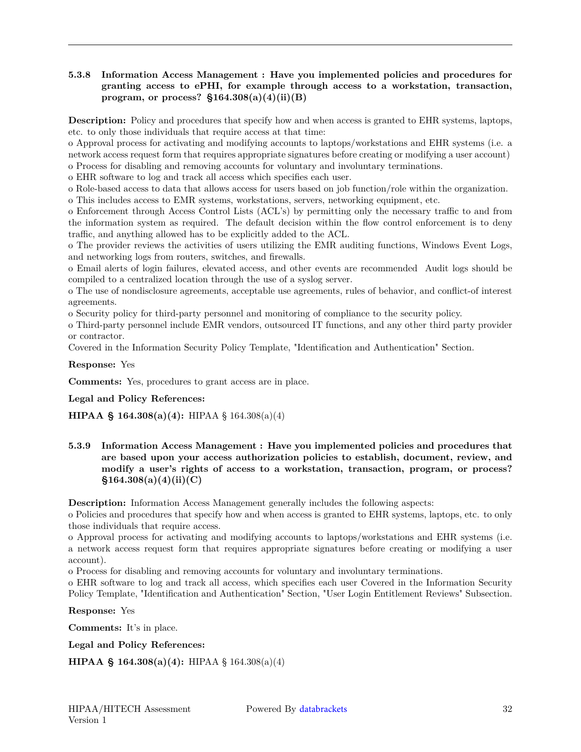### 5.3.8 Information Access Management : Have you implemented policies and procedures for granting access to ePHI, for example through access to a workstation, transaction, program, or process? §164.308(a)(4)(ii)(B)

**Description:** Policy and procedures that specify how and when access is granted to EHR systems, laptops, etc. to only those individuals that require access at that time:

o Approval process for activating and modifying accounts to laptops/workstations and EHR systems (i.e. a network access request form that requires appropriate signatures before creating or modifying a user account)

o Process for disabling and removing accounts for voluntary and involuntary terminations.

o EHR software to log and track all access which specifies each user.

o Role-based access to data that allows access for users based on job function/role within the organization.

o This includes access to EMR systems, workstations, servers, networking equipment, etc.

o Enforcement through Access Control Lists (ACL's) by permitting only the necessary traffic to and from the information system as required. The default decision within the flow control enforcement is to deny traffic, and anything allowed has to be explicitly added to the ACL.

o The provider reviews the activities of users utilizing the EMR auditing functions, Windows Event Logs, and networking logs from routers, switches, and firewalls.

o Email alerts of login failures, elevated access, and other events are recommended Audit logs should be compiled to a centralized location through the use of a syslog server.

o The use of nondisclosure agreements, acceptable use agreements, rules of behavior, and conflict-of interest agreements.

o Security policy for third-party personnel and monitoring of compliance to the security policy.

o Third-party personnel include EMR vendors, outsourced IT functions, and any other third party provider or contractor.

Covered in the Information Security Policy Template, "Identification and Authentication" Section.

**Response:** Yes

**Comments:** Yes, procedures to grant access are in place.

**Legal and Policy References:**

**HIPAA § 164.308(a)(4):** HIPAA § 164.308(a)(4)

### 5.3.9 Information Access Management : Have you implemented policies and procedures that are based upon your access authorization policies to establish, document, review, and modify a user's rights of access to a workstation, transaction, program, or process? §164.308(a)(4)(ii)(C)

**Description:** Information Access Management generally includes the following aspects:

o Policies and procedures that specify how and when access is granted to EHR systems, laptops, etc. to only those individuals that require access.

o Approval process for activating and modifying accounts to laptops/workstations and EHR systems (i.e. a network access request form that requires appropriate signatures before creating or modifying a user account).

o Process for disabling and removing accounts for voluntary and involuntary terminations.

o EHR software to log and track all access, which specifies each user Covered in the Information Security Policy Template, "Identification and Authentication" Section, "User Login Entitlement Reviews" Subsection.

**Response:** Yes

**Comments:** It's in place.

**Legal and Policy References:**

**HIPAA § 164.308(a)(4):** HIPAA § 164.308(a)(4)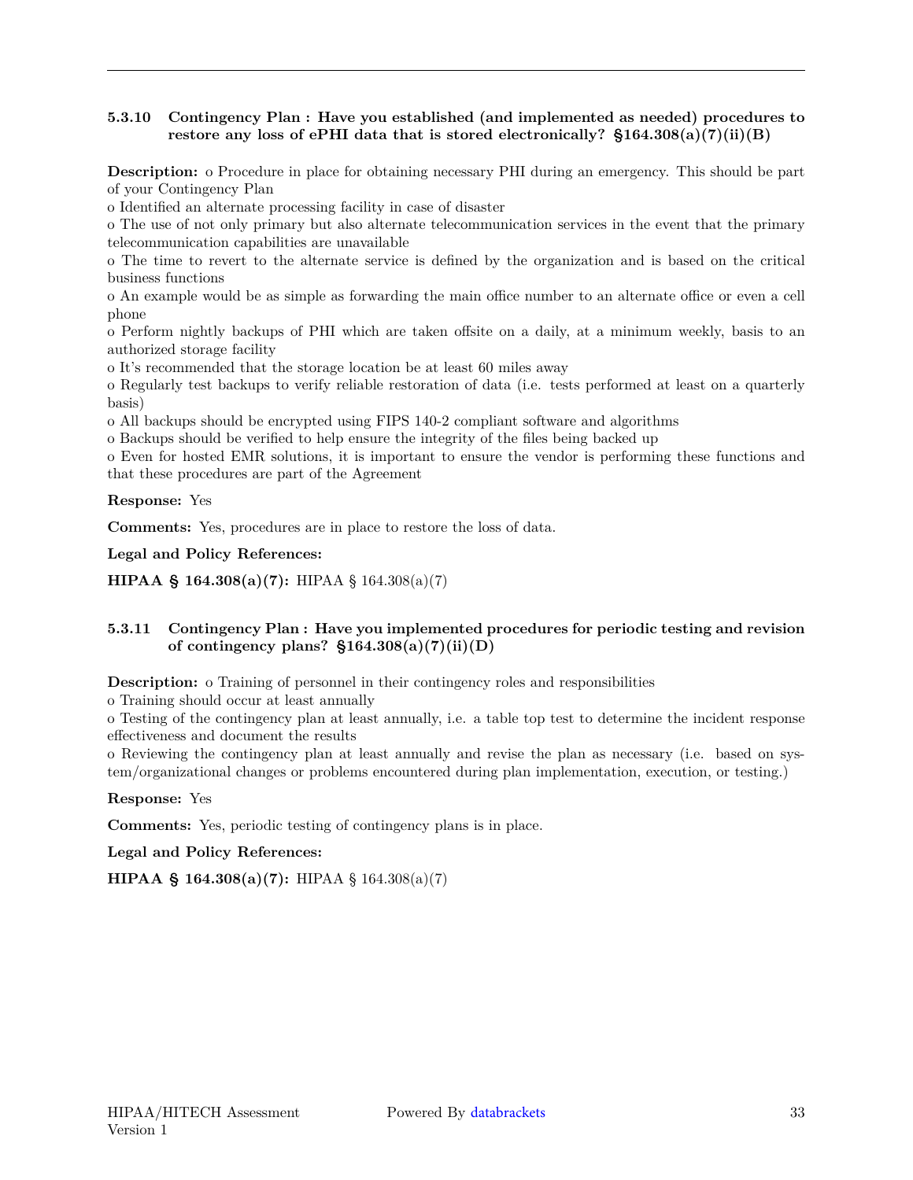### 5.3.10 Contingency Plan : Have you established (and implemented as needed) procedures to restore any loss of ePHI data that is stored electronically? §164.308(a)(7)(ii)(B)

**Description:** o Procedure in place for obtaining necessary PHI during an emergency. This should be part of your Contingency Plan

o Identified an alternate processing facility in case of disaster

o The use of not only primary but also alternate telecommunication services in the event that the primary telecommunication capabilities are unavailable

o The time to revert to the alternate service is defined by the organization and is based on the critical business functions

o An example would be as simple as forwarding the main office number to an alternate office or even a cell phone

o Perform nightly backups of PHI which are taken offsite on a daily, at a minimum weekly, basis to an authorized storage facility

o It's recommended that the storage location be at least 60 miles away

o Regularly test backups to verify reliable restoration of data (i.e. tests performed at least on a quarterly basis)

o All backups should be encrypted using FIPS 140-2 compliant software and algorithms

o Backups should be verified to help ensure the integrity of the files being backed up

o Even for hosted EMR solutions, it is important to ensure the vendor is performing these functions and that these procedures are part of the Agreement

**Response:** Yes

**Comments:** Yes, procedures are in place to restore the loss of data.

**Legal and Policy References:**

**HIPAA § 164.308(a)(7):** HIPAA § 164.308(a)(7)

### 5.3.11 Contingency Plan : Have you implemented procedures for periodic testing and revision of contingency plans? §164.308(a)(7)(ii)(D)

**Description:** o Training of personnel in their contingency roles and responsibilities

o Training should occur at least annually

o Testing of the contingency plan at least annually, i.e. a table top test to determine the incident response effectiveness and document the results

o Reviewing the contingency plan at least annually and revise the plan as necessary (i.e. based on system/organizational changes or problems encountered during plan implementation, execution, or testing.)

**Response:** Yes

**Comments:** Yes, periodic testing of contingency plans is in place.

**Legal and Policy References:**

**HIPAA § 164.308(a)(7):** HIPAA § 164.308(a)(7)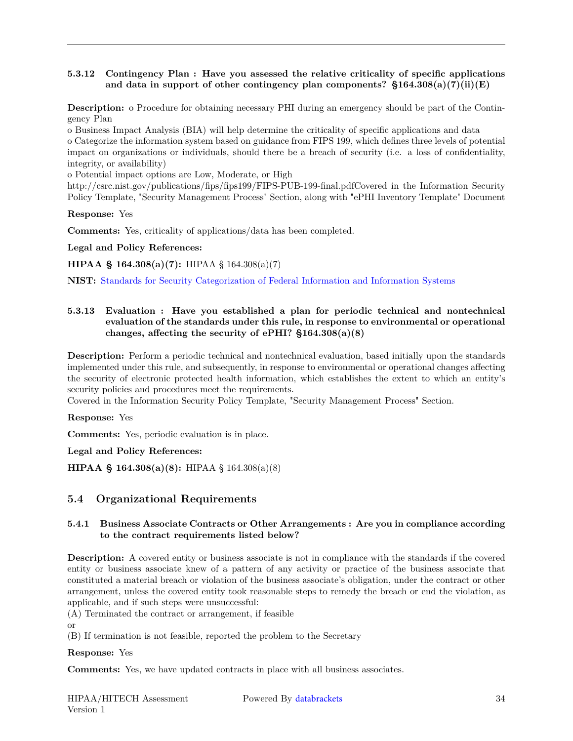### 5.3.12 Contingency Plan : Have you assessed the relative criticality of specific applications and data in support of other contingency plan components? §164.308(a)(7)(ii)(E)

**Description:** o Procedure for obtaining necessary PHI during an emergency should be part of the Contingency Plan

o Business Impact Analysis (BIA) will help determine the criticality of specific applications and data

o Categorize the information system based on guidance from FIPS 199, which defines three levels of potential impact on organizations or individuals, should there be a breach of security (i.e. a loss of confidentiality, integrity, or availability)

o Potential impact options are Low, Moderate, or High

http://csrc.nist.gov/publications/fips/fips199/FIPS-PUB-199-final.pdfCovered in the Information Security Policy Template, "Security Management Process" Section, along with "ePHI Inventory Template" Document

**Response:** Yes

**Comments:** Yes, criticality of applications/data has been completed.

**Legal and Policy References:**

**HIPAA § 164.308(a)(7):** HIPAA § 164.308(a)(7)

**NIST:** Standards for Security Categorization of Federal Information and Information Systems

### 5.3.13 Evaluation : Have you established a plan for periodic technical and nontechnical evaluation of the standards under this rule, in response to environmental or operational changes, affecting the security of ePHI? §164.308(a)(8)

**Description:** Perform a periodic technical and nontechnical evaluation, based initially upon the standards implemented under this rule, and subsequently, in response to environmental or operational changes affecting the security of electronic protected health information, which establishes the extent to which an entity's security policies and procedures meet the requirements.

Covered in the Information Security Policy Template, "Security Management Process" Section.

**Response:** Yes

**Comments:** Yes, periodic evaluation is in place.

**Legal and Policy References:**

**HIPAA § 164.308(a)(8):** HIPAA § 164.308(a)(8)

## 5.4 Organizational Requirements

### 5.4.1 Business Associate Contracts or Other Arrangements : Are you in compliance according to the contract requirements listed below?

**Description:** A covered entity or business associate is not in compliance with the standards if the covered entity or business associate knew of a pattern of any activity or practice of the business associate that constituted a material breach or violation of the business associate's obligation, under the contract or other arrangement, unless the covered entity took reasonable steps to remedy the breach or end the violation, as applicable, and if such steps were unsuccessful:

(A) Terminated the contract or arrangement, if feasible

or

(B) If termination is not feasible, reported the problem to the Secretary

**Response:** Yes

**Comments:** Yes, we have updated contracts in place with all business associates.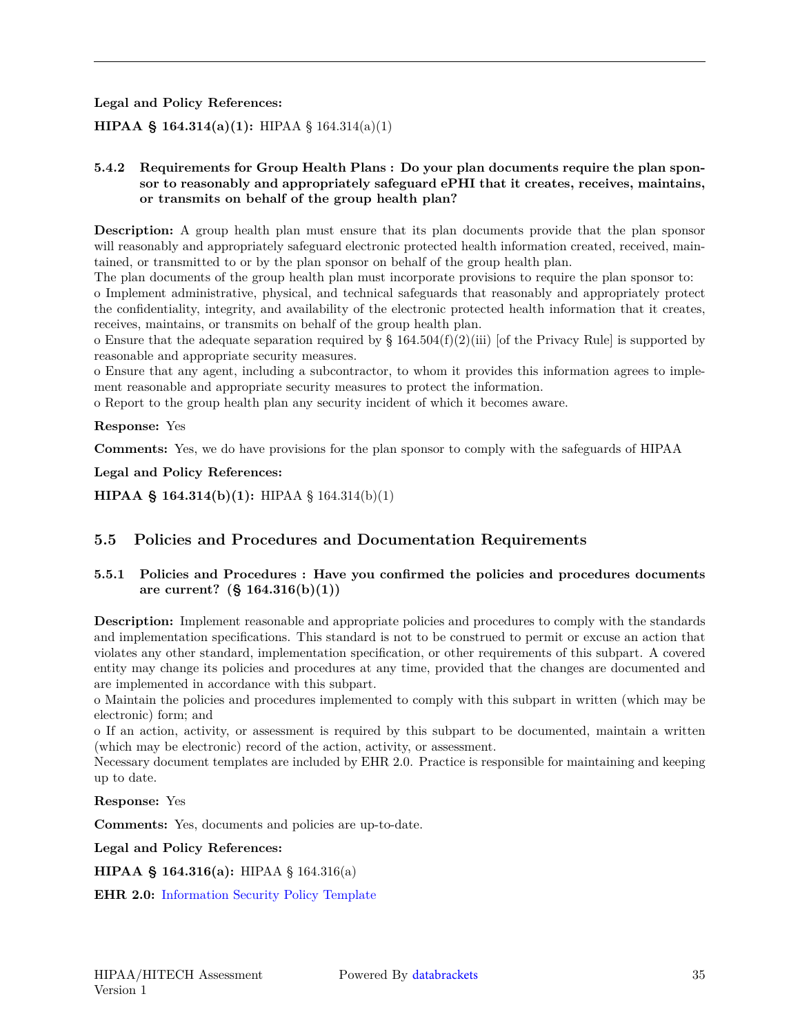**Legal and Policy References:**

**HIPAA § 164.314(a)(1):** HIPAA § 164.314(a)(1)

#### 5.4.2 Requirements for Group Health Plans : Do your plan documents require the plan sponsor to reasonably and appropriately safeguard ePHI that it creates, receives, maintains, or transmits on behalf of the group health plan?

**Description:** A group health plan must ensure that its plan documents provide that the plan sponsor will reasonably and appropriately safeguard electronic protected health information created, received, maintained, or transmitted to or by the plan sponsor on behalf of the group health plan.
The plan documents of the group health plan must incorporate provisions to require the plan sponsor to:
o Implement administrative, physical, and technical safeguards that reasonably and appropriately protect the confidentiality, integrity, and availability of the electronic protected health information that it creates, receives, maintains, or transmits on behalf of the group health plan.
o Ensure that the adequate separation required by § 164.504(f)(2)(iii) [of the Privacy Rule] is supported by reasonable and appropriate security measures.
o Ensure that any agent, including a subcontractor, to whom it provides this information agrees to implement reasonable and appropriate security measures to protect the information.
o Report to the group health plan any security incident of which it becomes aware.

**Response:** Yes

**Comments:** Yes, we do have provisions for the plan sponsor to comply with the safeguards of HIPAA

**Legal and Policy References:**

**HIPAA § 164.314(b)(1):** HIPAA § 164.314(b)(1)

### 5.5 Policies and Procedures and Documentation Requirements

#### 5.5.1 Policies and Procedures : Have you confirmed the policies and procedures documents are current? (§ 164.316(b)(1))

**Description:** Implement reasonable and appropriate policies and procedures to comply with the standards and implementation specifications. This standard is not to be construed to permit or excuse an action that violates any other standard, implementation specification, or other requirements of this subpart. A covered entity may change its policies and procedures at any time, provided that the changes are documented and are implemented in accordance with this subpart.
o Maintain the policies and procedures implemented to comply with this subpart in written (which may be electronic) form; and
o If an action, activity, or assessment is required by this subpart to be documented, maintain a written (which may be electronic) record of the action, activity, or assessment.
Necessary document templates are included by EHR 2.0. Practice is responsible for maintaining and keeping up to date.

**Response:** Yes

**Comments:** Yes, documents and policies are up-to-date.

**Legal and Policy References:**

**HIPAA § 164.316(a):** HIPAA § 164.316(a)

**EHR 2.0:** Information Security Policy Template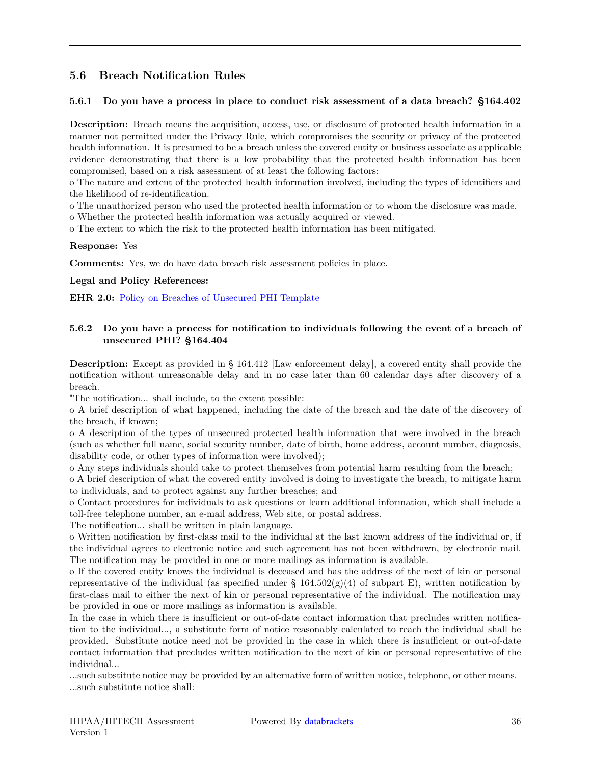## 5.6 Breach Notification Rules

### 5.6.1 Do you have a process in place to conduct risk assessment of a data breach? §164.402

**Description:** Breach means the acquisition, access, use, or disclosure of protected health information in a manner not permitted under the Privacy Rule, which compromises the security or privacy of the protected health information. It is presumed to be a breach unless the covered entity or business associate as applicable evidence demonstrating that there is a low probability that the protected health information has been compromised, based on a risk assessment of at least the following factors:

o The nature and extent of the protected health information involved, including the types of identifiers and the likelihood of re-identification.

o The unauthorized person who used the protected health information or to whom the disclosure was made.

o Whether the protected health information was actually acquired or viewed.

o The extent to which the risk to the protected health information has been mitigated.

**Response:** Yes

**Comments:** Yes, we do have data breach risk assessment policies in place.

**Legal and Policy References:**

**EHR 2.0:** Policy on Breaches of Unsecured PHI Template

### 5.6.2 Do you have a process for notification to individuals following the event of a breach of unsecured PHI? §164.404

**Description:** Except as provided in § 164.412 [Law enforcement delay], a covered entity shall provide the notification without unreasonable delay and in no case later than 60 calendar days after discovery of a breach.

"The notification... shall include, to the extent possible:

o A brief description of what happened, including the date of the breach and the date of the discovery of the breach, if known;

o A description of the types of unsecured protected health information that were involved in the breach (such as whether full name, social security number, date of birth, home address, account number, diagnosis, disability code, or other types of information were involved);

o Any steps individuals should take to protect themselves from potential harm resulting from the breach;

o A brief description of what the covered entity involved is doing to investigate the breach, to mitigate harm to individuals, and to protect against any further breaches; and

o Contact procedures for individuals to ask questions or learn additional information, which shall include a toll-free telephone number, an e-mail address, Web site, or postal address.

The notification... shall be written in plain language.

o Written notification by first-class mail to the individual at the last known address of the individual or, if the individual agrees to electronic notice and such agreement has not been withdrawn, by electronic mail. The notification may be provided in one or more mailings as information is available.

o If the covered entity knows the individual is deceased and has the address of the next of kin or personal representative of the individual (as specified under § 164.502(g)(4) of subpart E), written notification by first-class mail to either the next of kin or personal representative of the individual. The notification may be provided in one or more mailings as information is available.

In the case in which there is insufficient or out-of-date contact information that precludes written notification to the individual..., a substitute form of notice reasonably calculated to reach the individual shall be provided. Substitute notice need not be provided in the case in which there is insufficient or out-of-date contact information that precludes written notification to the next of kin or personal representative of the individual...

...such substitute notice may be provided by an alternative form of written notice, telephone, or other means.

...such substitute notice shall: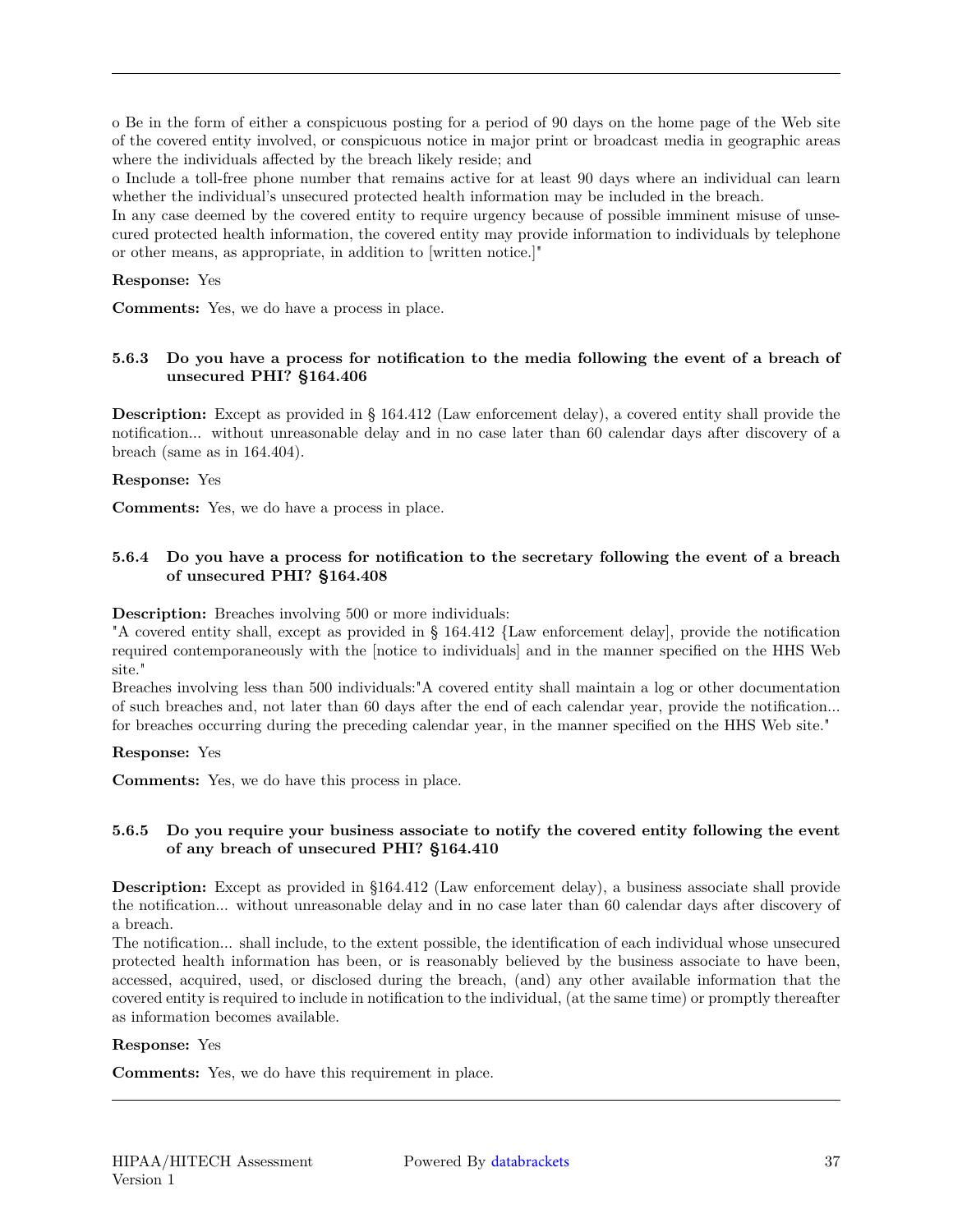o Be in the form of either a conspicuous posting for a period of 90 days on the home page of the Web site of the covered entity involved, or conspicuous notice in major print or broadcast media in geographic areas where the individuals affected by the breach likely reside; and
o Include a toll-free phone number that remains active for at least 90 days where an individual can learn whether the individual's unsecured protected health information may be included in the breach.
In any case deemed by the covered entity to require urgency because of possible imminent misuse of unsecured protected health information, the covered entity may provide information to individuals by telephone or other means, as appropriate, in addition to [written notice.]"

**Response:** Yes

**Comments:** Yes, we do have a process in place.

### 5.6.3 Do you have a process for notification to the media following the event of a breach of unsecured PHI? §164.406

**Description:** Except as provided in § 164.412 (Law enforcement delay), a covered entity shall provide the notification... without unreasonable delay and in no case later than 60 calendar days after discovery of a breach (same as in 164.404).

**Response:** Yes

**Comments:** Yes, we do have a process in place.

### 5.6.4 Do you have a process for notification to the secretary following the event of a breach of unsecured PHI? §164.408

**Description:** Breaches involving 500 or more individuals:
"A covered entity shall, except as provided in § 164.412 {Law enforcement delay], provide the notification required contemporaneously with the [notice to individuals] and in the manner specified on the HHS Web site."
Breaches involving less than 500 individuals:"A covered entity shall maintain a log or other documentation of such breaches and, not later than 60 days after the end of each calendar year, provide the notification... for breaches occurring during the preceding calendar year, in the manner specified on the HHS Web site."

**Response:** Yes

**Comments:** Yes, we do have this process in place.

### 5.6.5 Do you require your business associate to notify the covered entity following the event of any breach of unsecured PHI? §164.410

**Description:** Except as provided in §164.412 (Law enforcement delay), a business associate shall provide the notification... without unreasonable delay and in no case later than 60 calendar days after discovery of a breach.
The notification... shall include, to the extent possible, the identification of each individual whose unsecured protected health information has been, or is reasonably believed by the business associate to have been, accessed, acquired, used, or disclosed during the breach, (and) any other available information that the covered entity is required to include in notification to the individual, (at the same time) or promptly thereafter as information becomes available.

**Response:** Yes

**Comments:** Yes, we do have this requirement in place.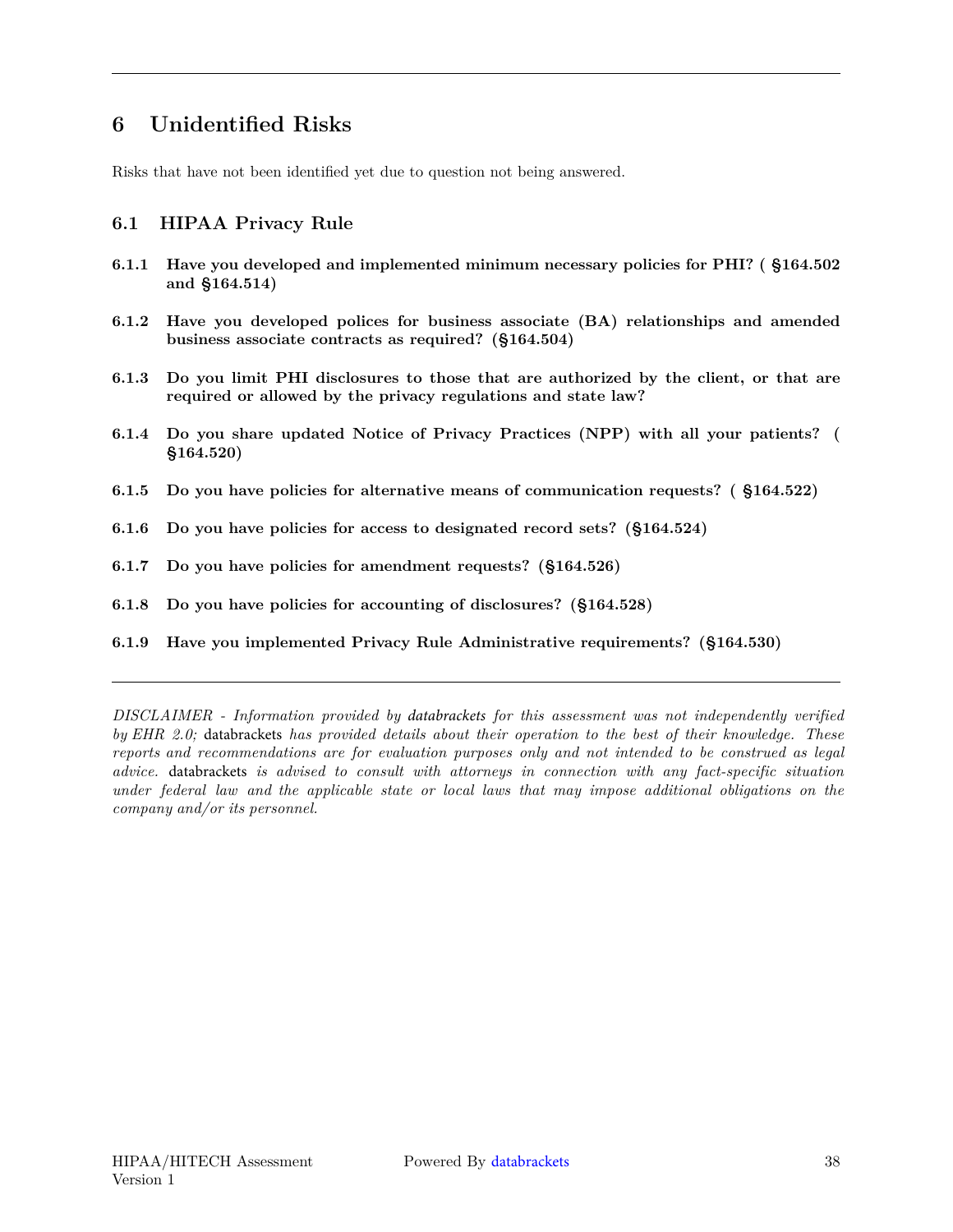## 6 Unidentified Risks

Risks that have not been identified yet due to question not being answered.

### 6.1 HIPAA Privacy Rule

#### 6.1.1 Have you developed and implemented minimum necessary policies for PHI? ( §164.502 and §164.514)

#### 6.1.2 Have you developed polices for business associate (BA) relationships and amended business associate contracts as required? (§164.504)

#### 6.1.3 Do you limit PHI disclosures to those that are authorized by the client, or that are required or allowed by the privacy regulations and state law?

#### 6.1.4 Do you share updated Notice of Privacy Practices (NPP) with all your patients? ( §164.520)

#### 6.1.5 Do you have policies for alternative means of communication requests? ( §164.522)

#### 6.1.6 Do you have policies for access to designated record sets? (§164.524)

#### 6.1.7 Do you have policies for amendment requests? (§164.526)

#### 6.1.8 Do you have policies for accounting of disclosures? (§164.528)

#### 6.1.9 Have you implemented Privacy Rule Administrative requirements? (§164.530)

---

*DISCLAIMER - Information provided by databrackets for this assessment was not independently verified by EHR 2.0;* databrackets *has provided details about their operation to the best of their knowledge. These reports and recommendations are for evaluation purposes only and not intended to be construed as legal advice.* databrackets *is advised to consult with attorneys in connection with any fact-specific situation under federal law and the applicable state or local laws that may impose additional obligations on the company and/or its personnel.*